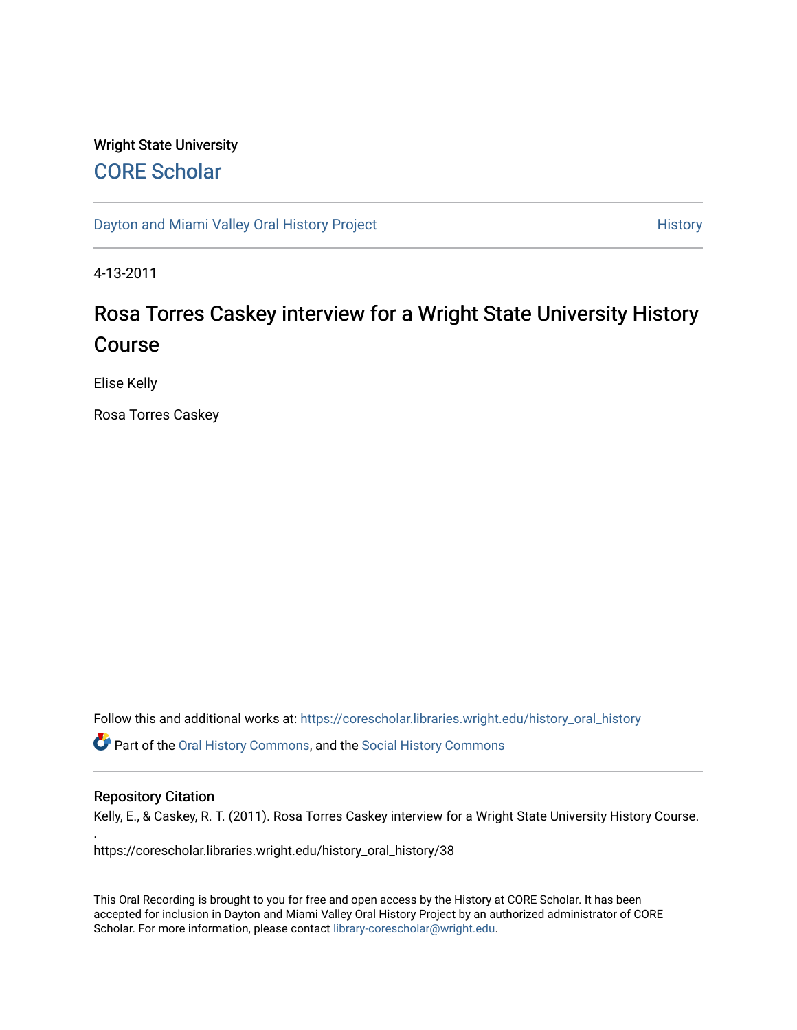Wright State University

## CORE Scholar

Dayton and Miami Valley Oral History Project

History

4-13-2011

# Rosa Torres Caskey interview for a Wright State University History Course

Elise Kelly

Rosa Torres Caskey

Follow this and additional works at: https://corescholar.libraries.wright.edu/history_oral_history

Part of the Oral History Commons, and the Social History Commons

### Repository Citation

Kelly, E., & Caskey, R. T. (2011). Rosa Torres Caskey interview for a Wright State University History Course.
.
https://corescholar.libraries.wright.edu/history_oral_history/38

This Oral Recording is brought to you for free and open access by the History at CORE Scholar. It has been accepted for inclusion in Dayton and Miami Valley Oral History Project by an authorized administrator of CORE Scholar. For more information, please contact library-corescholar@wright.edu.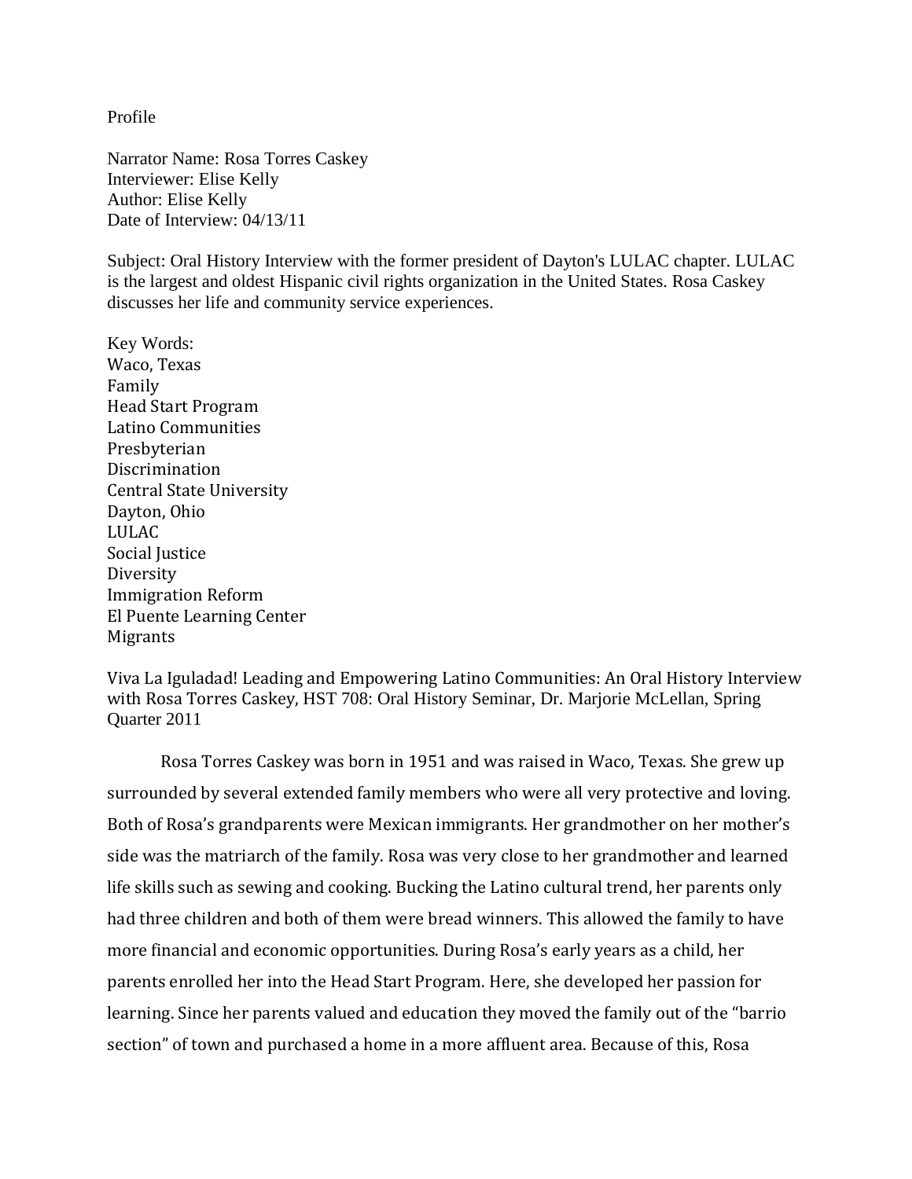Profile

Narrator Name: Rosa Torres Caskey
Interviewer: Elise Kelly
Author: Elise Kelly
Date of Interview: 04/13/11

Subject: Oral History Interview with the former president of Dayton's LULAC chapter. LULAC is the largest and oldest Hispanic civil rights organization in the United States. Rosa Caskey discusses her life and community service experiences.

Key Words:
Waco, Texas
Family
Head Start Program
Latino Communities
Presbyterian
Discrimination
Central State University
Dayton, Ohio
LULAC
Social Justice
Diversity
Immigration Reform
El Puente Learning Center
Migrants

Viva La Iguladad! Leading and Empowering Latino Communities: An Oral History Interview with Rosa Torres Caskey, HST 708: Oral History Seminar, Dr. Marjorie McLellan, Spring Quarter 2011

Rosa Torres Caskey was born in 1951 and was raised in Waco, Texas. She grew up surrounded by several extended family members who were all very protective and loving. Both of Rosa's grandparents were Mexican immigrants. Her grandmother on her mother's side was the matriarch of the family. Rosa was very close to her grandmother and learned life skills such as sewing and cooking. Bucking the Latino cultural trend, her parents only had three children and both of them were bread winners. This allowed the family to have more financial and economic opportunities. During Rosa's early years as a child, her parents enrolled her into the Head Start Program. Here, she developed her passion for learning. Since her parents valued and education they moved the family out of the "barrio section" of town and purchased a home in a more affluent area. Because of this, Rosa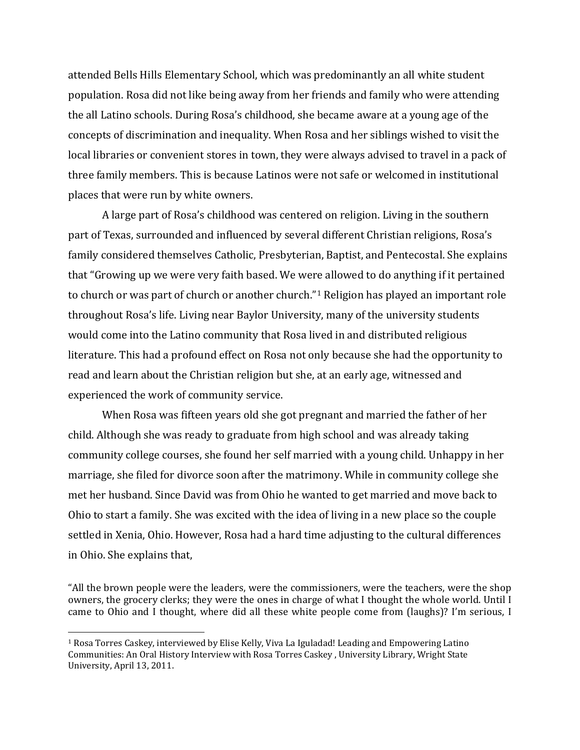attended Bells Hills Elementary School, which was predominantly an all white student population. Rosa did not like being away from her friends and family who were attending the all Latino schools. During Rosa's childhood, she became aware at a young age of the concepts of discrimination and inequality. When Rosa and her siblings wished to visit the local libraries or convenient stores in town, they were always advised to travel in a pack of three family members. This is because Latinos were not safe or welcomed in institutional places that were run by white owners.

A large part of Rosa's childhood was centered on religion. Living in the southern part of Texas, surrounded and influenced by several different Christian religions, Rosa's family considered themselves Catholic, Presbyterian, Baptist, and Pentecostal. She explains that "Growing up we were very faith based. We were allowed to do anything if it pertained to church or was part of church or another church."[1] Religion has played an important role throughout Rosa's life. Living near Baylor University, many of the university students would come into the Latino community that Rosa lived in and distributed religious literature. This had a profound effect on Rosa not only because she had the opportunity to read and learn about the Christian religion but she, at an early age, witnessed and experienced the work of community service.

When Rosa was fifteen years old she got pregnant and married the father of her child. Although she was ready to graduate from high school and was already taking community college courses, she found her self married with a young child. Unhappy in her marriage, she filed for divorce soon after the matrimony. While in community college she met her husband. Since David was from Ohio he wanted to get married and move back to Ohio to start a family. She was excited with the idea of living in a new place so the couple settled in Xenia, Ohio. However, Rosa had a hard time adjusting to the cultural differences in Ohio. She explains that,

"All the brown people were the leaders, were the commissioners, were the teachers, were the shop owners, the grocery clerks; they were the ones in charge of what I thought the whole world. Until I came to Ohio and I thought, where did all these white people come from (laughs)? I'm serious, I

---

[1] Rosa Torres Caskey, interviewed by Elise Kelly, Viva La Iguladad! Leading and Empowering Latino Communities: An Oral History Interview with Rosa Torres Caskey , University Library, Wright State University, April 13, 2011.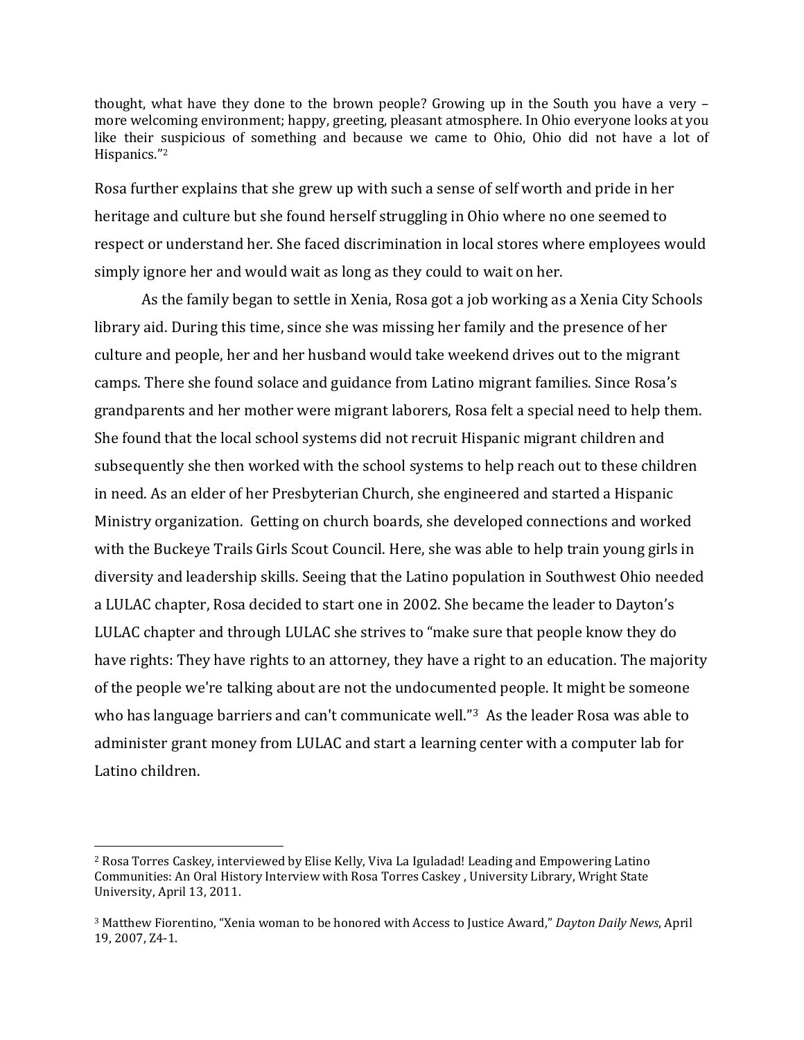thought, what have they done to the brown people? Growing up in the South you have a very – more welcoming environment; happy, greeting, pleasant atmosphere. In Ohio everyone looks at you like their suspicious of something and because we came to Ohio, Ohio did not have a lot of Hispanics."[2]

Rosa further explains that she grew up with such a sense of self worth and pride in her heritage and culture but she found herself struggling in Ohio where no one seemed to respect or understand her. She faced discrimination in local stores where employees would simply ignore her and would wait as long as they could to wait on her.

As the family began to settle in Xenia, Rosa got a job working as a Xenia City Schools library aid. During this time, since she was missing her family and the presence of her culture and people, her and her husband would take weekend drives out to the migrant camps. There she found solace and guidance from Latino migrant families. Since Rosa's grandparents and her mother were migrant laborers, Rosa felt a special need to help them. She found that the local school systems did not recruit Hispanic migrant children and subsequently she then worked with the school systems to help reach out to these children in need. As an elder of her Presbyterian Church, she engineered and started a Hispanic Ministry organization. Getting on church boards, she developed connections and worked with the Buckeye Trails Girls Scout Council. Here, she was able to help train young girls in diversity and leadership skills. Seeing that the Latino population in Southwest Ohio needed a LULAC chapter, Rosa decided to start one in 2002. She became the leader to Dayton's LULAC chapter and through LULAC she strives to "make sure that people know they do have rights: They have rights to an attorney, they have a right to an education. The majority of the people we're talking about are not the undocumented people. It might be someone who has language barriers and can't communicate well."[3] As the leader Rosa was able to administer grant money from LULAC and start a learning center with a computer lab for Latino children.

---

[2] Rosa Torres Caskey, interviewed by Elise Kelly, Viva La Iguladad! Leading and Empowering Latino Communities: An Oral History Interview with Rosa Torres Caskey , University Library, Wright State University, April 13, 2011.

[3] Matthew Fiorentino, "Xenia woman to be honored with Access to Justice Award," *Dayton Daily News*, April 19, 2007, Z4-1.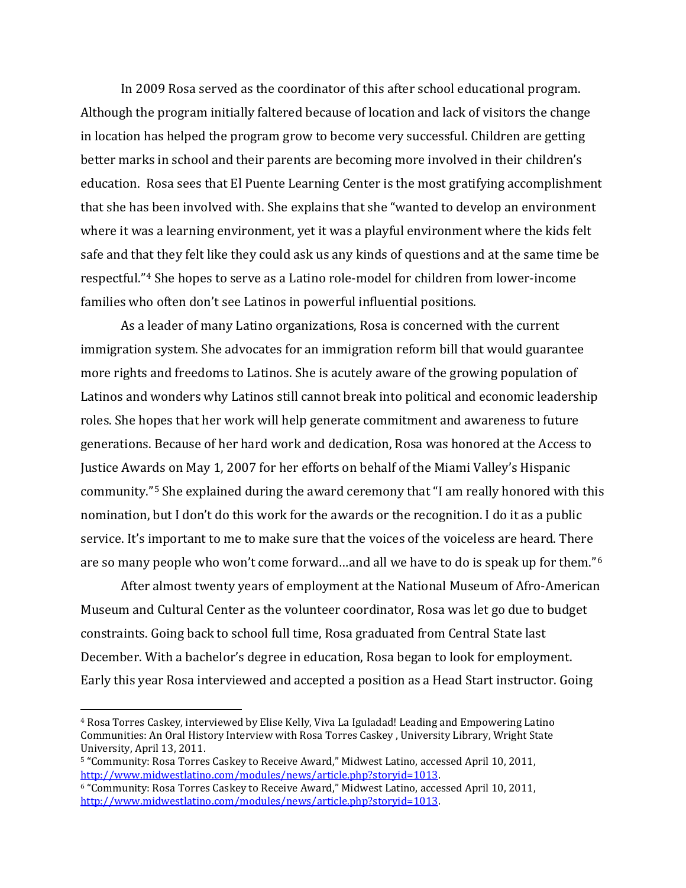In 2009 Rosa served as the coordinator of this after school educational program. Although the program initially faltered because of location and lack of visitors the change in location has helped the program grow to become very successful. Children are getting better marks in school and their parents are becoming more involved in their children's education. Rosa sees that El Puente Learning Center is the most gratifying accomplishment that she has been involved with. She explains that she "wanted to develop an environment where it was a learning environment, yet it was a playful environment where the kids felt safe and that they felt like they could ask us any kinds of questions and at the same time be respectful."[4] She hopes to serve as a Latino role-model for children from lower-income families who often don't see Latinos in powerful influential positions.

As a leader of many Latino organizations, Rosa is concerned with the current immigration system. She advocates for an immigration reform bill that would guarantee more rights and freedoms to Latinos. She is acutely aware of the growing population of Latinos and wonders why Latinos still cannot break into political and economic leadership roles. She hopes that her work will help generate commitment and awareness to future generations. Because of her hard work and dedication, Rosa was honored at the Access to Justice Awards on May 1, 2007 for her efforts on behalf of the Miami Valley's Hispanic community."[5] She explained during the award ceremony that "I am really honored with this nomination, but I don't do this work for the awards or the recognition. I do it as a public service. It's important to me to make sure that the voices of the voiceless are heard. There are so many people who won't come forward…and all we have to do is speak up for them."[6]

After almost twenty years of employment at the National Museum of Afro-American Museum and Cultural Center as the volunteer coordinator, Rosa was let go due to budget constraints. Going back to school full time, Rosa graduated from Central State last December. With a bachelor's degree in education, Rosa began to look for employment. Early this year Rosa interviewed and accepted a position as a Head Start instructor. Going

---

[4] Rosa Torres Caskey, interviewed by Elise Kelly, Viva La Iguladad! Leading and Empowering Latino Communities: An Oral History Interview with Rosa Torres Caskey , University Library, Wright State University, April 13, 2011.

[5] "Community: Rosa Torres Caskey to Receive Award," Midwest Latino, accessed April 10, 2011, http://www.midwestlatino.com/modules/news/article.php?storyid=1013.

[6] "Community: Rosa Torres Caskey to Receive Award," Midwest Latino, accessed April 10, 2011, http://www.midwestlatino.com/modules/news/article.php?storyid=1013.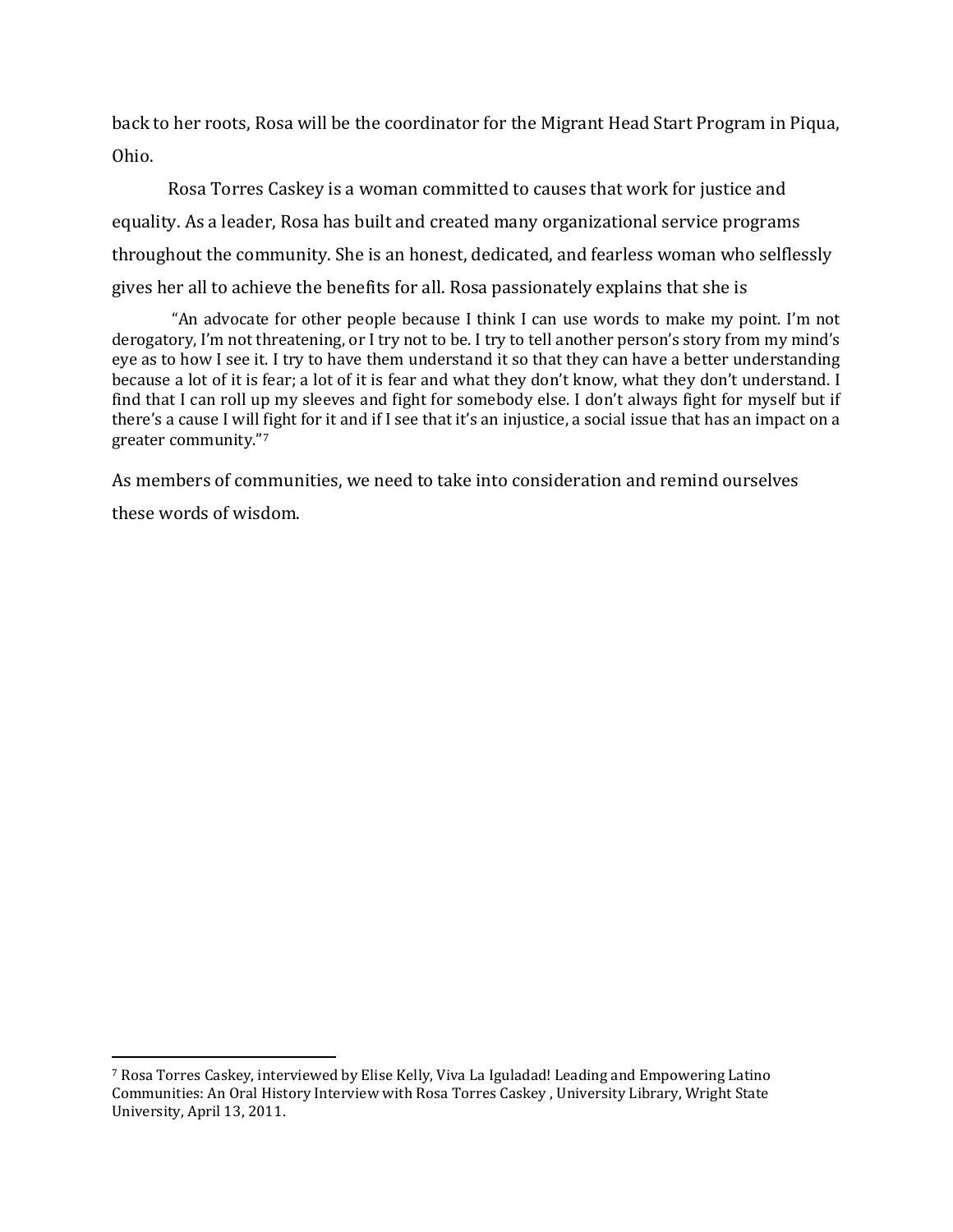back to her roots, Rosa will be the coordinator for the Migrant Head Start Program in Piqua, Ohio.

Rosa Torres Caskey is a woman committed to causes that work for justice and equality. As a leader, Rosa has built and created many organizational service programs throughout the community. She is an honest, dedicated, and fearless woman who selflessly gives her all to achieve the benefits for all. Rosa passionately explains that she is

> "An advocate for other people because I think I can use words to make my point. I'm not derogatory, I'm not threatening, or I try not to be. I try to tell another person's story from my mind's eye as to how I see it. I try to have them understand it so that they can have a better understanding because a lot of it is fear; a lot of it is fear and what they don't know, what they don't understand. I find that I can roll up my sleeves and fight for somebody else. I don't always fight for myself but if there's a cause I will fight for it and if I see that it's an injustice, a social issue that has an impact on a greater community."[7]

As members of communities, we need to take into consideration and remind ourselves these words of wisdom.

---

[7] Rosa Torres Caskey, interviewed by Elise Kelly, Viva La Iguladad! Leading and Empowering Latino Communities: An Oral History Interview with Rosa Torres Caskey , University Library, Wright State University, April 13, 2011.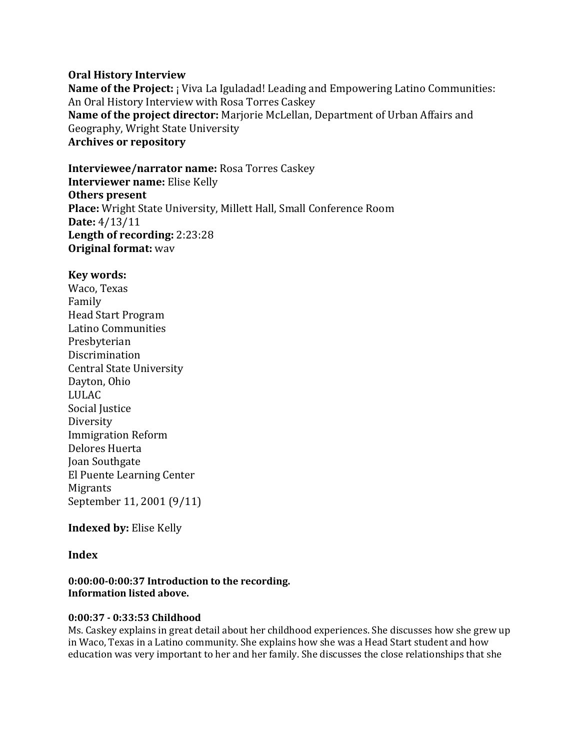**Oral History Interview**
**Name of the Project:** ¡ Viva La Iguladad! Leading and Empowering Latino Communities: An Oral History Interview with Rosa Torres Caskey
**Name of the project director:** Marjorie McLellan, Department of Urban Affairs and Geography, Wright State University
**Archives or repository**

**Interviewee/narrator name:** Rosa Torres Caskey
**Interviewer name:** Elise Kelly
**Others present**
**Place:** Wright State University, Millett Hall, Small Conference Room
**Date:** 4/13/11
**Length of recording:** 2:23:28
**Original format:** wav

**Key words:**
Waco, Texas
Family
Head Start Program
Latino Communities
Presbyterian
Discrimination
Central State University
Dayton, Ohio
LULAC
Social Justice
Diversity
Immigration Reform
Delores Huerta
Joan Southgate
El Puente Learning Center
Migrants
September 11, 2001 (9/11)

**Indexed by:** Elise Kelly

**Index**

**0:00:00-0:00:37 Introduction to the recording.**
**Information listed above.**

**0:00:37 - 0:33:53 Childhood**
Ms. Caskey explains in great detail about her childhood experiences. She discusses how she grew up in Waco, Texas in a Latino community. She explains how she was a Head Start student and how education was very important to her and her family. She discusses the close relationships that she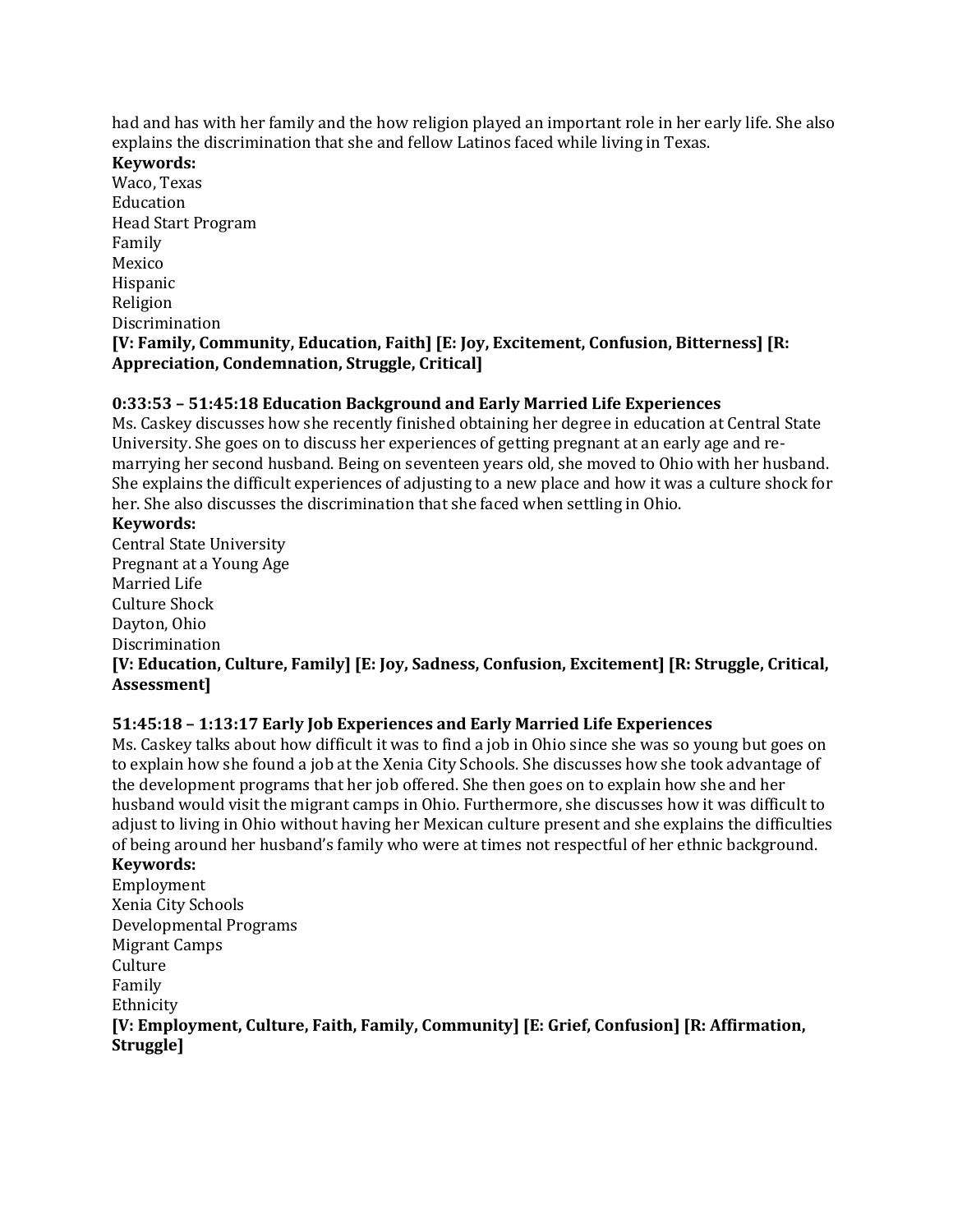had and has with her family and the how religion played an important role in her early life. She also explains the discrimination that she and fellow Latinos faced while living in Texas.

**Keywords:**

Waco, Texas
Education
Head Start Program
Family
Mexico
Hispanic
Religion
Discrimination

**[V: Family, Community, Education, Faith] [E: Joy, Excitement, Confusion, Bitterness] [R: Appreciation, Condemnation, Struggle, Critical]**

**0:33:53 – 51:45:18 Education Background and Early Married Life Experiences**

Ms. Caskey discusses how she recently finished obtaining her degree in education at Central State University. She goes on to discuss her experiences of getting pregnant at an early age and re-marrying her second husband. Being on seventeen years old, she moved to Ohio with her husband. She explains the difficult experiences of adjusting to a new place and how it was a culture shock for her. She also discusses the discrimination that she faced when settling in Ohio.

**Keywords:**

Central State University
Pregnant at a Young Age
Married Life
Culture Shock
Dayton, Ohio
Discrimination

**[V: Education, Culture, Family] [E: Joy, Sadness, Confusion, Excitement] [R: Struggle, Critical, Assessment]**

**51:45:18 – 1:13:17 Early Job Experiences and Early Married Life Experiences**

Ms. Caskey talks about how difficult it was to find a job in Ohio since she was so young but goes on to explain how she found a job at the Xenia City Schools. She discusses how she took advantage of the development programs that her job offered. She then goes on to explain how she and her husband would visit the migrant camps in Ohio. Furthermore, she discusses how it was difficult to adjust to living in Ohio without having her Mexican culture present and she explains the difficulties of being around her husband's family who were at times not respectful of her ethnic background.

**Keywords:**

Employment
Xenia City Schools
Developmental Programs
Migrant Camps
Culture
Family
Ethnicity

**[V: Employment, Culture, Faith, Family, Community] [E: Grief, Confusion] [R: Affirmation, Struggle]**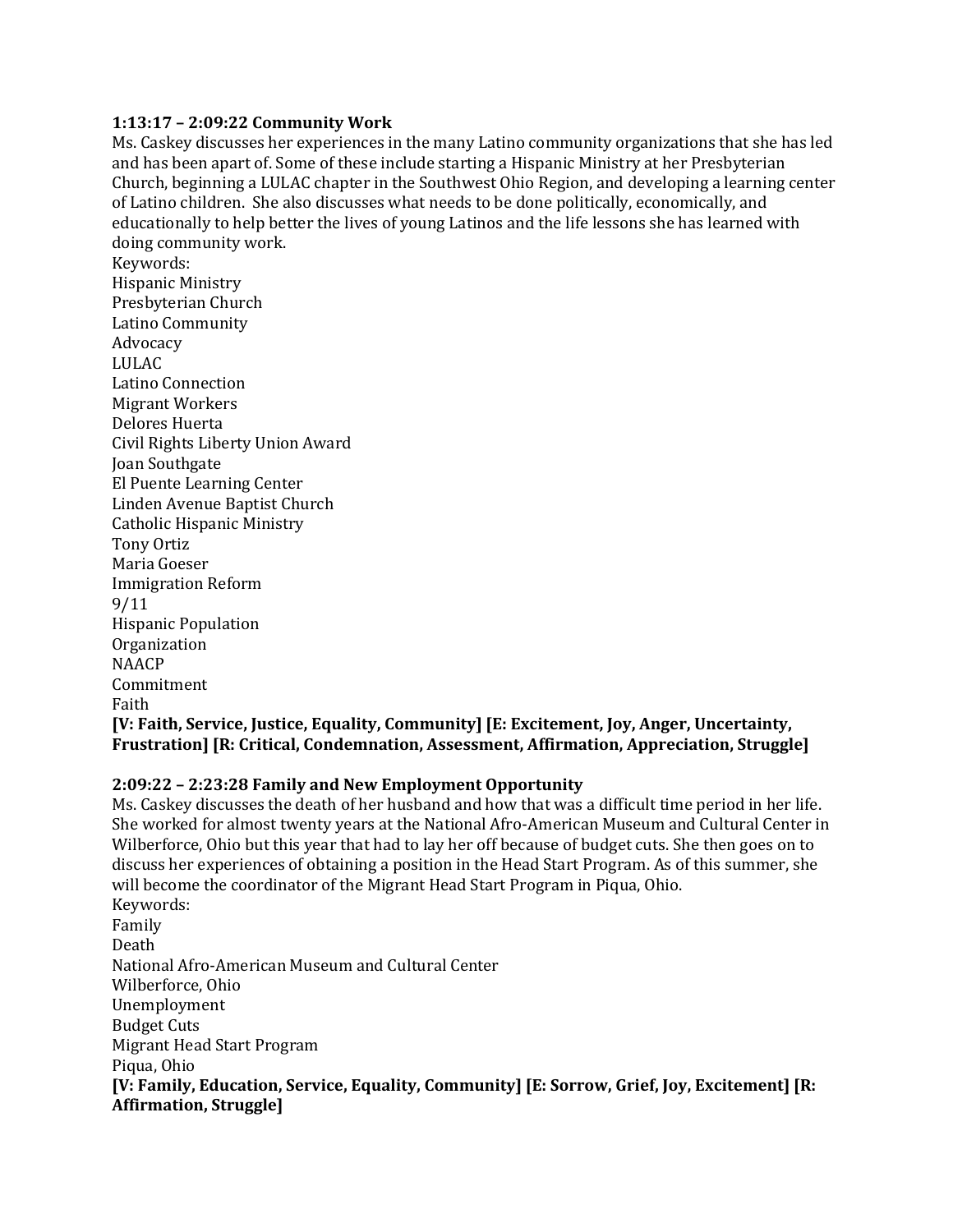**1:13:17 – 2:09:22 Community Work**

Ms. Caskey discusses her experiences in the many Latino community organizations that she has led and has been apart of. Some of these include starting a Hispanic Ministry at her Presbyterian Church, beginning a LULAC chapter in the Southwest Ohio Region, and developing a learning center of Latino children. She also discusses what needs to be done politically, economically, and educationally to help better the lives of young Latinos and the life lessons she has learned with doing community work.

Keywords:
Hispanic Ministry
Presbyterian Church
Latino Community
Advocacy
LULAC
Latino Connection
Migrant Workers
Delores Huerta
Civil Rights Liberty Union Award
Joan Southgate
El Puente Learning Center
Linden Avenue Baptist Church
Catholic Hispanic Ministry
Tony Ortiz
Maria Goeser
Immigration Reform
9/11
Hispanic Population
Organization
NAACP
Commitment
Faith

**[V: Faith, Service, Justice, Equality, Community] [E: Excitement, Joy, Anger, Uncertainty, Frustration] [R: Critical, Condemnation, Assessment, Affirmation, Appreciation, Struggle]**

**2:09:22 – 2:23:28 Family and New Employment Opportunity**

Ms. Caskey discusses the death of her husband and how that was a difficult time period in her life. She worked for almost twenty years at the National Afro-American Museum and Cultural Center in Wilberforce, Ohio but this year that had to lay her off because of budget cuts. She then goes on to discuss her experiences of obtaining a position in the Head Start Program. As of this summer, she will become the coordinator of the Migrant Head Start Program in Piqua, Ohio.

Keywords:
Family
Death
National Afro-American Museum and Cultural Center
Wilberforce, Ohio
Unemployment
Budget Cuts
Migrant Head Start Program
Piqua, Ohio

**[V: Family, Education, Service, Equality, Community] [E: Sorrow, Grief, Joy, Excitement] [R: Affirmation, Struggle]**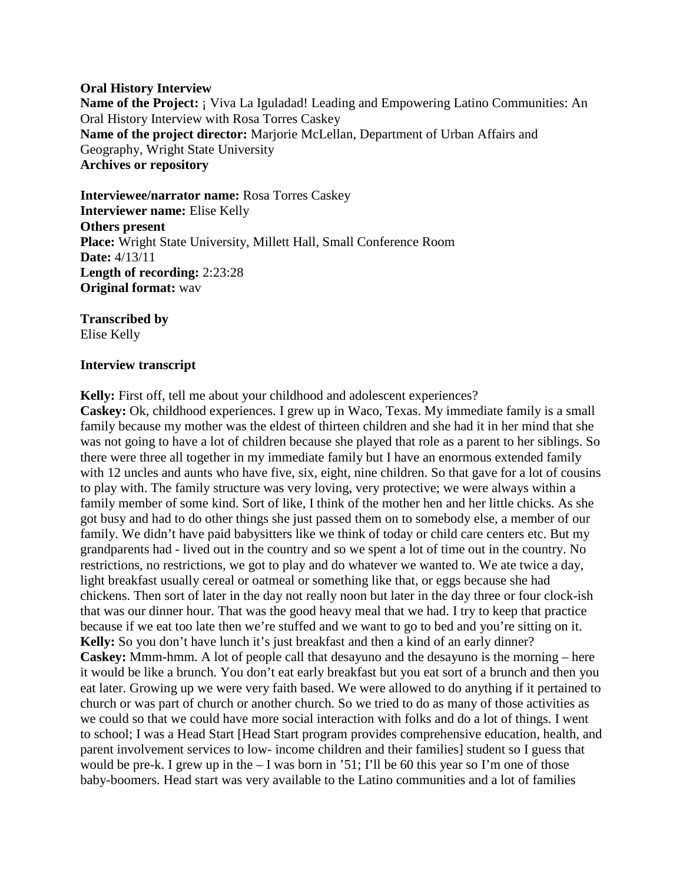**Oral History Interview**
**Name of the Project:** ¡ Viva La Iguladad! Leading and Empowering Latino Communities: An Oral History Interview with Rosa Torres Caskey
**Name of the project director:** Marjorie McLellan, Department of Urban Affairs and Geography, Wright State University
**Archives or repository**

**Interviewee/narrator name:** Rosa Torres Caskey
**Interviewer name:** Elise Kelly
**Others present**
**Place:** Wright State University, Millett Hall, Small Conference Room
**Date:** 4/13/11
**Length of recording:** 2:23:28
**Original format:** wav

**Transcribed by**
Elise Kelly

**Interview transcript**

**Kelly:** First off, tell me about your childhood and adolescent experiences?
**Caskey:** Ok, childhood experiences. I grew up in Waco, Texas. My immediate family is a small family because my mother was the eldest of thirteen children and she had it in her mind that she was not going to have a lot of children because she played that role as a parent to her siblings. So there were three all together in my immediate family but I have an enormous extended family with 12 uncles and aunts who have five, six, eight, nine children. So that gave for a lot of cousins to play with. The family structure was very loving, very protective; we were always within a family member of some kind. Sort of like, I think of the mother hen and her little chicks. As she got busy and had to do other things she just passed them on to somebody else, a member of our family. We didn't have paid babysitters like we think of today or child care centers etc. But my grandparents had - lived out in the country and so we spent a lot of time out in the country. No restrictions, no restrictions, we got to play and do whatever we wanted to. We ate twice a day, light breakfast usually cereal or oatmeal or something like that, or eggs because she had chickens. Then sort of later in the day not really noon but later in the day three or four clock-ish that was our dinner hour. That was the good heavy meal that we had. I try to keep that practice because if we eat too late then we're stuffed and we want to go to bed and you're sitting on it.
**Kelly:** So you don't have lunch it's just breakfast and then a kind of an early dinner?
**Caskey:** Mmm-hmm. A lot of people call that desayuno and the desayuno is the morning – here it would be like a brunch. You don't eat early breakfast but you eat sort of a brunch and then you eat later. Growing up we were very faith based. We were allowed to do anything if it pertained to church or was part of church or another church. So we tried to do as many of those activities as we could so that we could have more social interaction with folks and do a lot of things. I went to school; I was a Head Start [Head Start program provides comprehensive education, health, and parent involvement services to low- income children and their families] student so I guess that would be pre-k. I grew up in the – I was born in '51; I'll be 60 this year so I'm one of those baby-boomers. Head start was very available to the Latino communities and a lot of families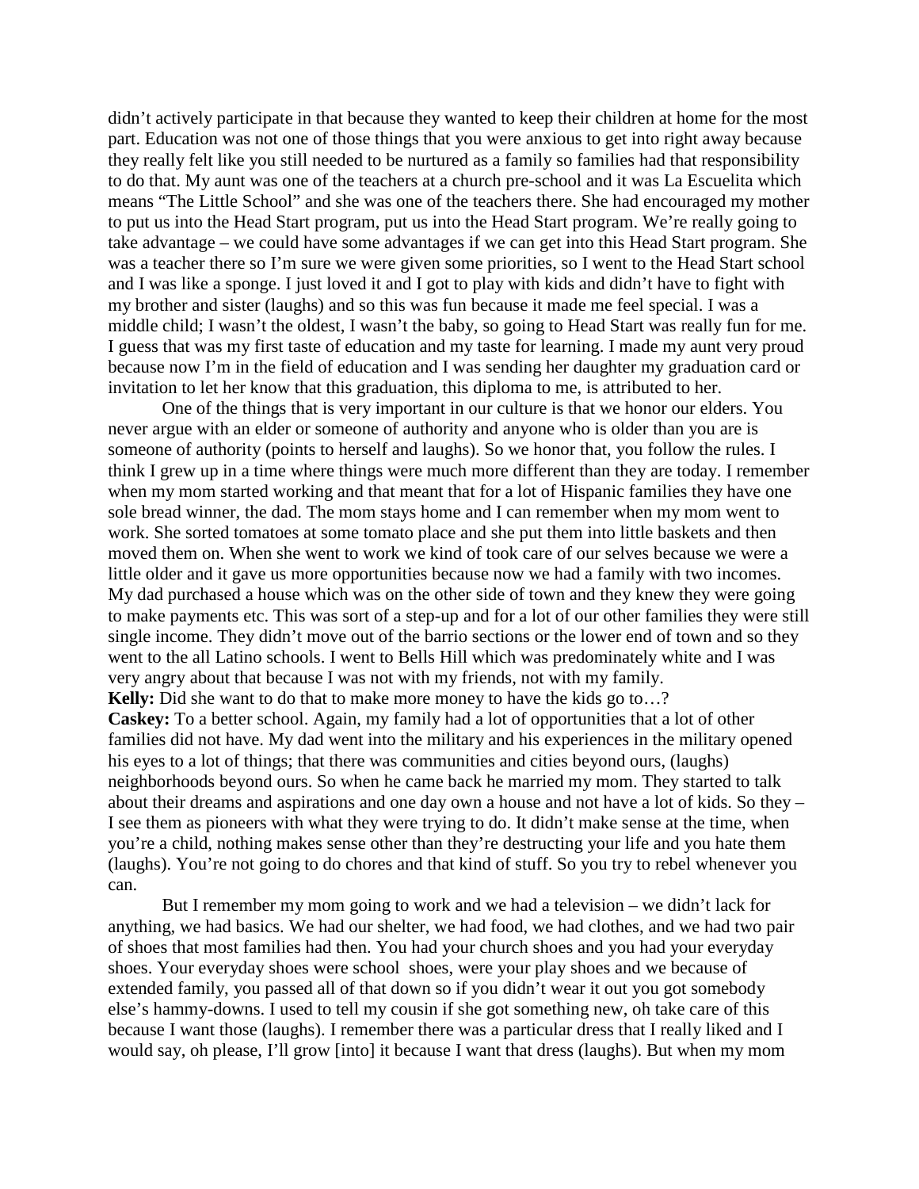didn't actively participate in that because they wanted to keep their children at home for the most part. Education was not one of those things that you were anxious to get into right away because they really felt like you still needed to be nurtured as a family so families had that responsibility to do that. My aunt was one of the teachers at a church pre-school and it was La Escuelita which means "The Little School" and she was one of the teachers there. She had encouraged my mother to put us into the Head Start program, put us into the Head Start program. We're really going to take advantage – we could have some advantages if we can get into this Head Start program. She was a teacher there so I'm sure we were given some priorities, so I went to the Head Start school and I was like a sponge. I just loved it and I got to play with kids and didn't have to fight with my brother and sister (laughs) and so this was fun because it made me feel special. I was a middle child; I wasn't the oldest, I wasn't the baby, so going to Head Start was really fun for me. I guess that was my first taste of education and my taste for learning. I made my aunt very proud because now I'm in the field of education and I was sending her daughter my graduation card or invitation to let her know that this graduation, this diploma to me, is attributed to her.

One of the things that is very important in our culture is that we honor our elders. You never argue with an elder or someone of authority and anyone who is older than you are is someone of authority (points to herself and laughs). So we honor that, you follow the rules. I think I grew up in a time where things were much more different than they are today. I remember when my mom started working and that meant that for a lot of Hispanic families they have one sole bread winner, the dad. The mom stays home and I can remember when my mom went to work. She sorted tomatoes at some tomato place and she put them into little baskets and then moved them on. When she went to work we kind of took care of our selves because we were a little older and it gave us more opportunities because now we had a family with two incomes. My dad purchased a house which was on the other side of town and they knew they were going to make payments etc. This was sort of a step-up and for a lot of our other families they were still single income. They didn't move out of the barrio sections or the lower end of town and so they went to the all Latino schools. I went to Bells Hill which was predominately white and I was very angry about that because I was not with my friends, not with my family.

**Kelly:** Did she want to do that to make more money to have the kids go to…?

**Caskey:** To a better school. Again, my family had a lot of opportunities that a lot of other families did not have. My dad went into the military and his experiences in the military opened his eyes to a lot of things; that there was communities and cities beyond ours, (laughs) neighborhoods beyond ours. So when he came back he married my mom. They started to talk about their dreams and aspirations and one day own a house and not have a lot of kids. So they – I see them as pioneers with what they were trying to do. It didn't make sense at the time, when you're a child, nothing makes sense other than they're destructing your life and you hate them (laughs). You're not going to do chores and that kind of stuff. So you try to rebel whenever you can.

But I remember my mom going to work and we had a television – we didn't lack for anything, we had basics. We had our shelter, we had food, we had clothes, and we had two pair of shoes that most families had then. You had your church shoes and you had your everyday shoes. Your everyday shoes were school shoes, were your play shoes and we because of extended family, you passed all of that down so if you didn't wear it out you got somebody else's hammy-downs. I used to tell my cousin if she got something new, oh take care of this because I want those (laughs). I remember there was a particular dress that I really liked and I would say, oh please, I'll grow [into] it because I want that dress (laughs). But when my mom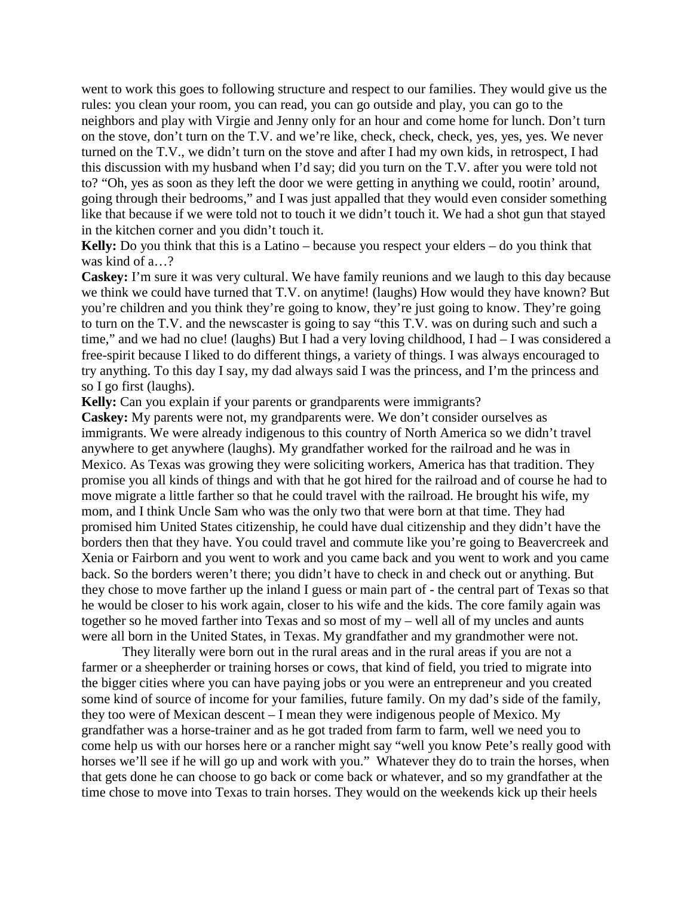went to work this goes to following structure and respect to our families. They would give us the rules: you clean your room, you can read, you can go outside and play, you can go to the neighbors and play with Virgie and Jenny only for an hour and come home for lunch. Don't turn on the stove, don't turn on the T.V. and we're like, check, check, check, yes, yes, yes. We never turned on the T.V., we didn't turn on the stove and after I had my own kids, in retrospect, I had this discussion with my husband when I'd say; did you turn on the T.V. after you were told not to? "Oh, yes as soon as they left the door we were getting in anything we could, rootin' around, going through their bedrooms," and I was just appalled that they would even consider something like that because if we were told not to touch it we didn't touch it. We had a shot gun that stayed in the kitchen corner and you didn't touch it.

**Kelly:** Do you think that this is a Latino – because you respect your elders – do you think that was kind of a…?

**Caskey:** I'm sure it was very cultural. We have family reunions and we laugh to this day because we think we could have turned that T.V. on anytime! (laughs) How would they have known? But you're children and you think they're going to know, they're just going to know. They're going to turn on the T.V. and the newscaster is going to say "this T.V. was on during such and such a time," and we had no clue! (laughs) But I had a very loving childhood, I had – I was considered a free-spirit because I liked to do different things, a variety of things. I was always encouraged to try anything. To this day I say, my dad always said I was the princess, and I'm the princess and so I go first (laughs).

**Kelly:** Can you explain if your parents or grandparents were immigrants?

**Caskey:** My parents were not, my grandparents were. We don't consider ourselves as immigrants. We were already indigenous to this country of North America so we didn't travel anywhere to get anywhere (laughs). My grandfather worked for the railroad and he was in Mexico. As Texas was growing they were soliciting workers, America has that tradition. They promise you all kinds of things and with that he got hired for the railroad and of course he had to move migrate a little farther so that he could travel with the railroad. He brought his wife, my mom, and I think Uncle Sam who was the only two that were born at that time. They had promised him United States citizenship, he could have dual citizenship and they didn't have the borders then that they have. You could travel and commute like you're going to Beavercreek and Xenia or Fairborn and you went to work and you came back and you went to work and you came back. So the borders weren't there; you didn't have to check in and check out or anything. But they chose to move farther up the inland I guess or main part of - the central part of Texas so that he would be closer to his work again, closer to his wife and the kids. The core family again was together so he moved farther into Texas and so most of my – well all of my uncles and aunts were all born in the United States, in Texas. My grandfather and my grandmother were not.

They literally were born out in the rural areas and in the rural areas if you are not a farmer or a sheepherder or training horses or cows, that kind of field, you tried to migrate into the bigger cities where you can have paying jobs or you were an entrepreneur and you created some kind of source of income for your families, future family. On my dad's side of the family, they too were of Mexican descent – I mean they were indigenous people of Mexico. My grandfather was a horse-trainer and as he got traded from farm to farm, well we need you to come help us with our horses here or a rancher might say "well you know Pete's really good with horses we'll see if he will go up and work with you." Whatever they do to train the horses, when that gets done he can choose to go back or come back or whatever, and so my grandfather at the time chose to move into Texas to train horses. They would on the weekends kick up their heels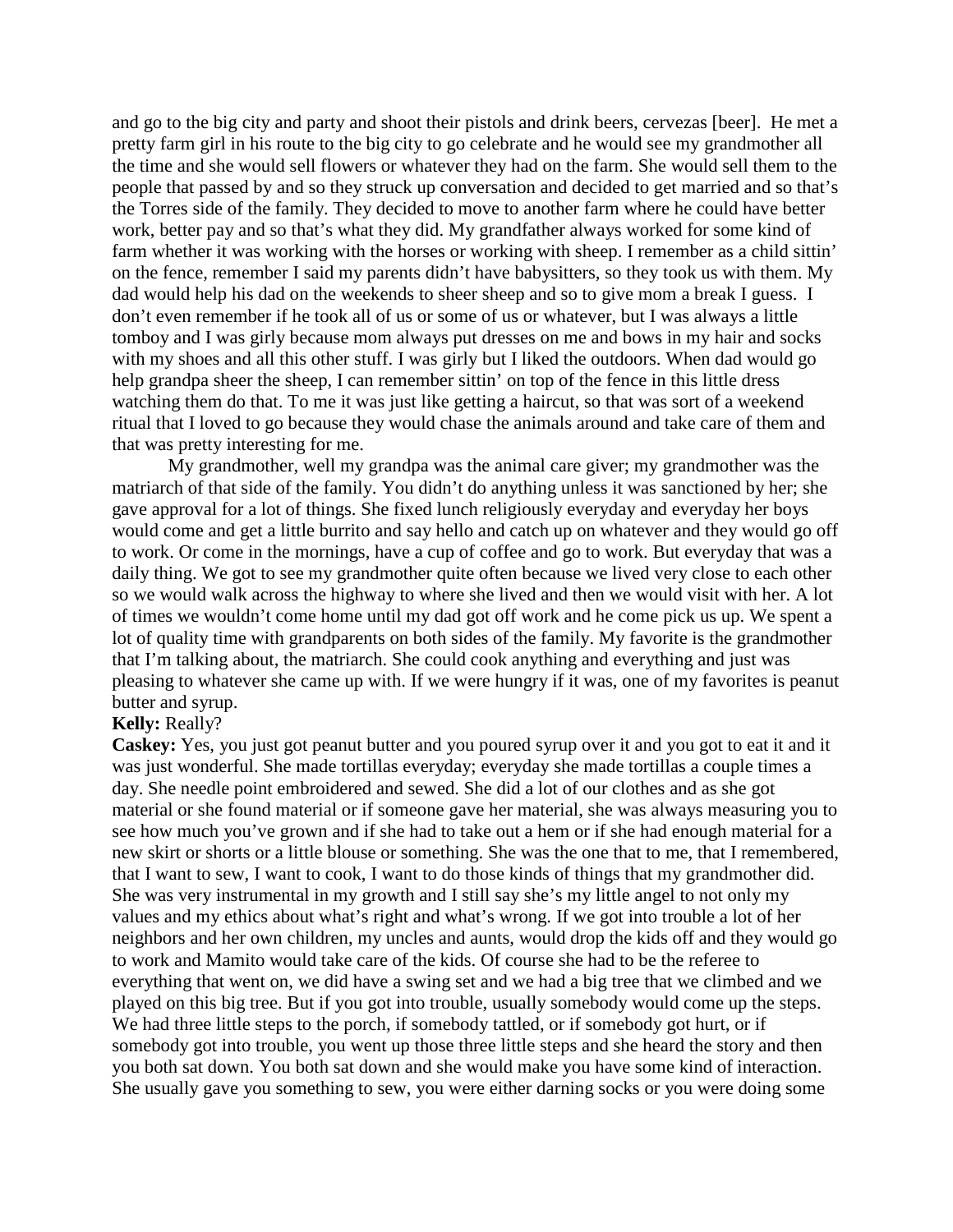and go to the big city and party and shoot their pistols and drink beers, cervezas [beer]. He met a pretty farm girl in his route to the big city to go celebrate and he would see my grandmother all the time and she would sell flowers or whatever they had on the farm. She would sell them to the people that passed by and so they struck up conversation and decided to get married and so that's the Torres side of the family. They decided to move to another farm where he could have better work, better pay and so that's what they did. My grandfather always worked for some kind of farm whether it was working with the horses or working with sheep. I remember as a child sittin' on the fence, remember I said my parents didn't have babysitters, so they took us with them. My dad would help his dad on the weekends to sheer sheep and so to give mom a break I guess. I don't even remember if he took all of us or some of us or whatever, but I was always a little tomboy and I was girly because mom always put dresses on me and bows in my hair and socks with my shoes and all this other stuff. I was girly but I liked the outdoors. When dad would go help grandpa sheer the sheep, I can remember sittin' on top of the fence in this little dress watching them do that. To me it was just like getting a haircut, so that was sort of a weekend ritual that I loved to go because they would chase the animals around and take care of them and that was pretty interesting for me.

My grandmother, well my grandpa was the animal care giver; my grandmother was the matriarch of that side of the family. You didn't do anything unless it was sanctioned by her; she gave approval for a lot of things. She fixed lunch religiously everyday and everyday her boys would come and get a little burrito and say hello and catch up on whatever and they would go off to work. Or come in the mornings, have a cup of coffee and go to work. But everyday that was a daily thing. We got to see my grandmother quite often because we lived very close to each other so we would walk across the highway to where she lived and then we would visit with her. A lot of times we wouldn't come home until my dad got off work and he come pick us up. We spent a lot of quality time with grandparents on both sides of the family. My favorite is the grandmother that I'm talking about, the matriarch. She could cook anything and everything and just was pleasing to whatever she came up with. If we were hungry if it was, one of my favorites is peanut butter and syrup.

**Kelly:** Really?

**Caskey:** Yes, you just got peanut butter and you poured syrup over it and you got to eat it and it was just wonderful. She made tortillas everyday; everyday she made tortillas a couple times a day. She needle point embroidered and sewed. She did a lot of our clothes and as she got material or she found material or if someone gave her material, she was always measuring you to see how much you've grown and if she had to take out a hem or if she had enough material for a new skirt or shorts or a little blouse or something. She was the one that to me, that I remembered, that I want to sew, I want to cook, I want to do those kinds of things that my grandmother did. She was very instrumental in my growth and I still say she's my little angel to not only my values and my ethics about what's right and what's wrong. If we got into trouble a lot of her neighbors and her own children, my uncles and aunts, would drop the kids off and they would go to work and Mamito would take care of the kids. Of course she had to be the referee to everything that went on, we did have a swing set and we had a big tree that we climbed and we played on this big tree. But if you got into trouble, usually somebody would come up the steps. We had three little steps to the porch, if somebody tattled, or if somebody got hurt, or if somebody got into trouble, you went up those three little steps and she heard the story and then you both sat down. You both sat down and she would make you have some kind of interaction. She usually gave you something to sew, you were either darning socks or you were doing some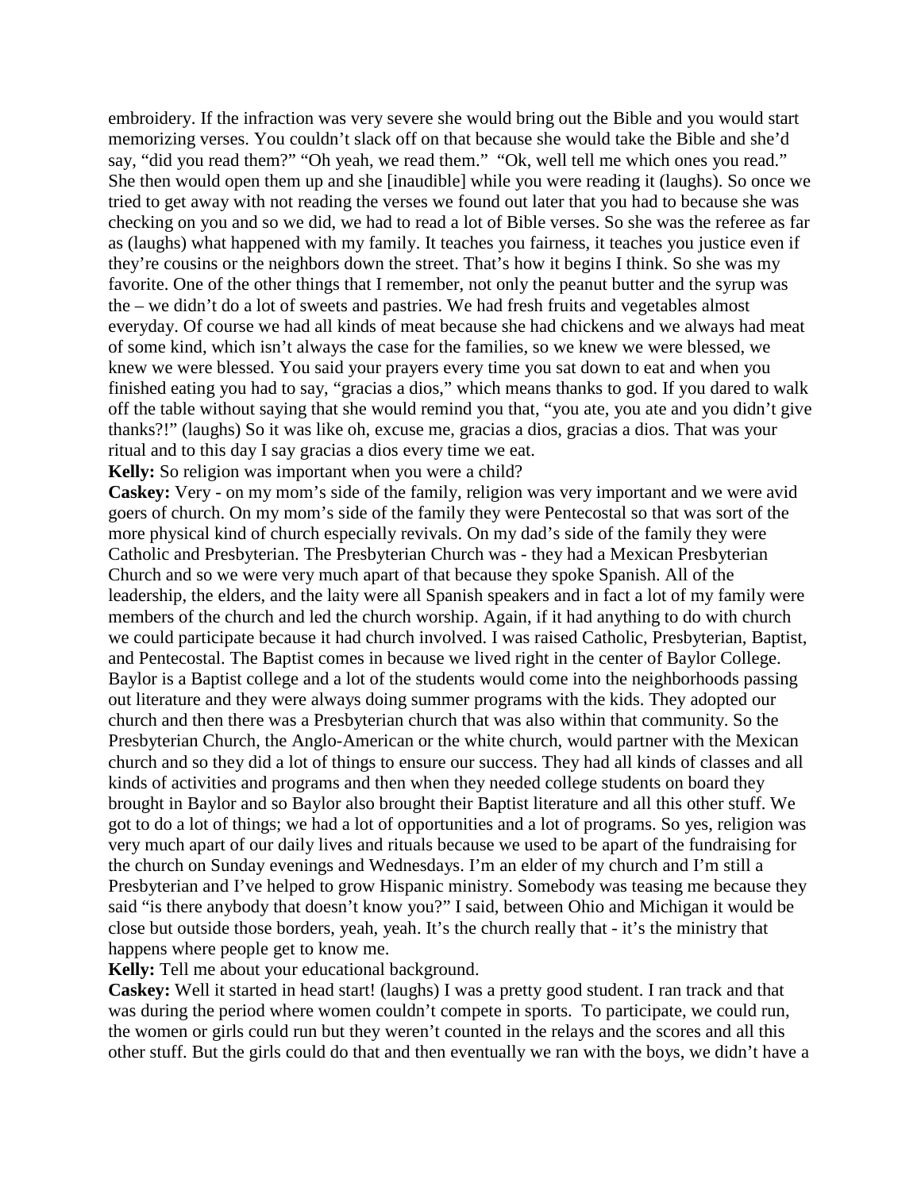embroidery. If the infraction was very severe she would bring out the Bible and you would start memorizing verses. You couldn't slack off on that because she would take the Bible and she'd say, "did you read them?" "Oh yeah, we read them." "Ok, well tell me which ones you read." She then would open them up and she [inaudible] while you were reading it (laughs). So once we tried to get away with not reading the verses we found out later that you had to because she was checking on you and so we did, we had to read a lot of Bible verses. So she was the referee as far as (laughs) what happened with my family. It teaches you fairness, it teaches you justice even if they're cousins or the neighbors down the street. That's how it begins I think. So she was my favorite. One of the other things that I remember, not only the peanut butter and the syrup was the – we didn't do a lot of sweets and pastries. We had fresh fruits and vegetables almost everyday. Of course we had all kinds of meat because she had chickens and we always had meat of some kind, which isn't always the case for the families, so we knew we were blessed, we knew we were blessed. You said your prayers every time you sat down to eat and when you finished eating you had to say, "gracias a dios," which means thanks to god. If you dared to walk off the table without saying that she would remind you that, "you ate, you ate and you didn't give thanks?!" (laughs) So it was like oh, excuse me, gracias a dios, gracias a dios. That was your ritual and to this day I say gracias a dios every time we eat.

**Kelly:** So religion was important when you were a child?

**Caskey:** Very - on my mom's side of the family, religion was very important and we were avid goers of church. On my mom's side of the family they were Pentecostal so that was sort of the more physical kind of church especially revivals. On my dad's side of the family they were Catholic and Presbyterian. The Presbyterian Church was - they had a Mexican Presbyterian Church and so we were very much apart of that because they spoke Spanish. All of the leadership, the elders, and the laity were all Spanish speakers and in fact a lot of my family were members of the church and led the church worship. Again, if it had anything to do with church we could participate because it had church involved. I was raised Catholic, Presbyterian, Baptist, and Pentecostal. The Baptist comes in because we lived right in the center of Baylor College. Baylor is a Baptist college and a lot of the students would come into the neighborhoods passing out literature and they were always doing summer programs with the kids. They adopted our church and then there was a Presbyterian church that was also within that community. So the Presbyterian Church, the Anglo-American or the white church, would partner with the Mexican church and so they did a lot of things to ensure our success. They had all kinds of classes and all kinds of activities and programs and then when they needed college students on board they brought in Baylor and so Baylor also brought their Baptist literature and all this other stuff. We got to do a lot of things; we had a lot of opportunities and a lot of programs. So yes, religion was very much apart of our daily lives and rituals because we used to be apart of the fundraising for the church on Sunday evenings and Wednesdays. I'm an elder of my church and I'm still a Presbyterian and I've helped to grow Hispanic ministry. Somebody was teasing me because they said "is there anybody that doesn't know you?" I said, between Ohio and Michigan it would be close but outside those borders, yeah, yeah. It's the church really that - it's the ministry that happens where people get to know me.

**Kelly:** Tell me about your educational background.

**Caskey:** Well it started in head start! (laughs) I was a pretty good student. I ran track and that was during the period where women couldn't compete in sports. To participate, we could run, the women or girls could run but they weren't counted in the relays and the scores and all this other stuff. But the girls could do that and then eventually we ran with the boys, we didn't have a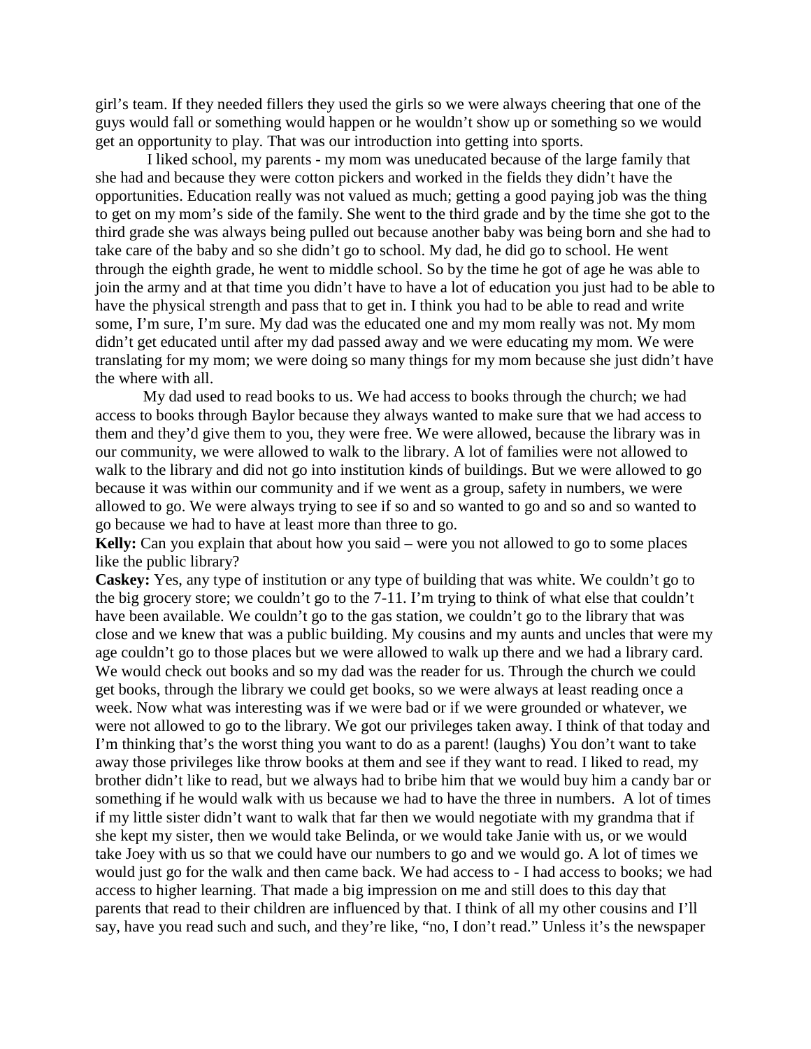girl's team. If they needed fillers they used the girls so we were always cheering that one of the guys would fall or something would happen or he wouldn't show up or something so we would get an opportunity to play. That was our introduction into getting into sports.

I liked school, my parents - my mom was uneducated because of the large family that she had and because they were cotton pickers and worked in the fields they didn't have the opportunities. Education really was not valued as much; getting a good paying job was the thing to get on my mom's side of the family. She went to the third grade and by the time she got to the third grade she was always being pulled out because another baby was being born and she had to take care of the baby and so she didn't go to school. My dad, he did go to school. He went through the eighth grade, he went to middle school. So by the time he got of age he was able to join the army and at that time you didn't have to have a lot of education you just had to be able to have the physical strength and pass that to get in. I think you had to be able to read and write some, I'm sure, I'm sure. My dad was the educated one and my mom really was not. My mom didn't get educated until after my dad passed away and we were educating my mom. We were translating for my mom; we were doing so many things for my mom because she just didn't have the where with all.

My dad used to read books to us. We had access to books through the church; we had access to books through Baylor because they always wanted to make sure that we had access to them and they'd give them to you, they were free. We were allowed, because the library was in our community, we were allowed to walk to the library. A lot of families were not allowed to walk to the library and did not go into institution kinds of buildings. But we were allowed to go because it was within our community and if we went as a group, safety in numbers, we were allowed to go. We were always trying to see if so and so wanted to go and so and so wanted to go because we had to have at least more than three to go.

**Kelly:** Can you explain that about how you said – were you not allowed to go to some places like the public library?

**Caskey:** Yes, any type of institution or any type of building that was white. We couldn't go to the big grocery store; we couldn't go to the 7-11. I'm trying to think of what else that couldn't have been available. We couldn't go to the gas station, we couldn't go to the library that was close and we knew that was a public building. My cousins and my aunts and uncles that were my age couldn't go to those places but we were allowed to walk up there and we had a library card. We would check out books and so my dad was the reader for us. Through the church we could get books, through the library we could get books, so we were always at least reading once a week. Now what was interesting was if we were bad or if we were grounded or whatever, we were not allowed to go to the library. We got our privileges taken away. I think of that today and I'm thinking that's the worst thing you want to do as a parent! (laughs) You don't want to take away those privileges like throw books at them and see if they want to read. I liked to read, my brother didn't like to read, but we always had to bribe him that we would buy him a candy bar or something if he would walk with us because we had to have the three in numbers. A lot of times if my little sister didn't want to walk that far then we would negotiate with my grandma that if she kept my sister, then we would take Belinda, or we would take Janie with us, or we would take Joey with us so that we could have our numbers to go and we would go. A lot of times we would just go for the walk and then came back. We had access to - I had access to books; we had access to higher learning. That made a big impression on me and still does to this day that parents that read to their children are influenced by that. I think of all my other cousins and I'll say, have you read such and such, and they're like, "no, I don't read." Unless it's the newspaper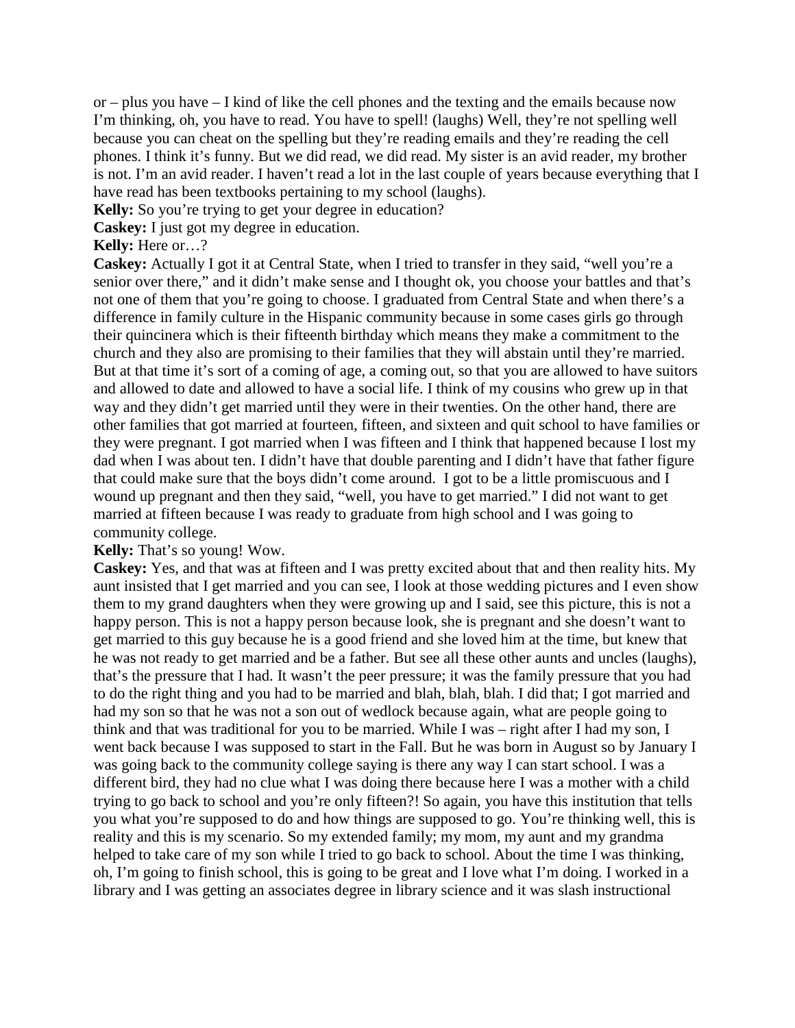or – plus you have – I kind of like the cell phones and the texting and the emails because now I'm thinking, oh, you have to read. You have to spell! (laughs) Well, they're not spelling well because you can cheat on the spelling but they're reading emails and they're reading the cell phones. I think it's funny. But we did read, we did read. My sister is an avid reader, my brother is not. I'm an avid reader. I haven't read a lot in the last couple of years because everything that I have read has been textbooks pertaining to my school (laughs).

**Kelly:** So you're trying to get your degree in education?

**Caskey:** I just got my degree in education.

**Kelly:** Here or…?

**Caskey:** Actually I got it at Central State, when I tried to transfer in they said, "well you're a senior over there," and it didn't make sense and I thought ok, you choose your battles and that's not one of them that you're going to choose. I graduated from Central State and when there's a difference in family culture in the Hispanic community because in some cases girls go through their quincinera which is their fifteenth birthday which means they make a commitment to the church and they also are promising to their families that they will abstain until they're married. But at that time it's sort of a coming of age, a coming out, so that you are allowed to have suitors and allowed to date and allowed to have a social life. I think of my cousins who grew up in that way and they didn't get married until they were in their twenties. On the other hand, there are other families that got married at fourteen, fifteen, and sixteen and quit school to have families or they were pregnant. I got married when I was fifteen and I think that happened because I lost my dad when I was about ten. I didn't have that double parenting and I didn't have that father figure that could make sure that the boys didn't come around. I got to be a little promiscuous and I wound up pregnant and then they said, "well, you have to get married." I did not want to get married at fifteen because I was ready to graduate from high school and I was going to community college.

**Kelly:** That's so young! Wow.

**Caskey:** Yes, and that was at fifteen and I was pretty excited about that and then reality hits. My aunt insisted that I get married and you can see, I look at those wedding pictures and I even show them to my grand daughters when they were growing up and I said, see this picture, this is not a happy person. This is not a happy person because look, she is pregnant and she doesn't want to get married to this guy because he is a good friend and she loved him at the time, but knew that he was not ready to get married and be a father. But see all these other aunts and uncles (laughs), that's the pressure that I had. It wasn't the peer pressure; it was the family pressure that you had to do the right thing and you had to be married and blah, blah, blah. I did that; I got married and had my son so that he was not a son out of wedlock because again, what are people going to think and that was traditional for you to be married. While I was – right after I had my son, I went back because I was supposed to start in the Fall. But he was born in August so by January I was going back to the community college saying is there any way I can start school. I was a different bird, they had no clue what I was doing there because here I was a mother with a child trying to go back to school and you're only fifteen?! So again, you have this institution that tells you what you're supposed to do and how things are supposed to go. You're thinking well, this is reality and this is my scenario. So my extended family; my mom, my aunt and my grandma helped to take care of my son while I tried to go back to school. About the time I was thinking, oh, I'm going to finish school, this is going to be great and I love what I'm doing. I worked in a library and I was getting an associates degree in library science and it was slash instructional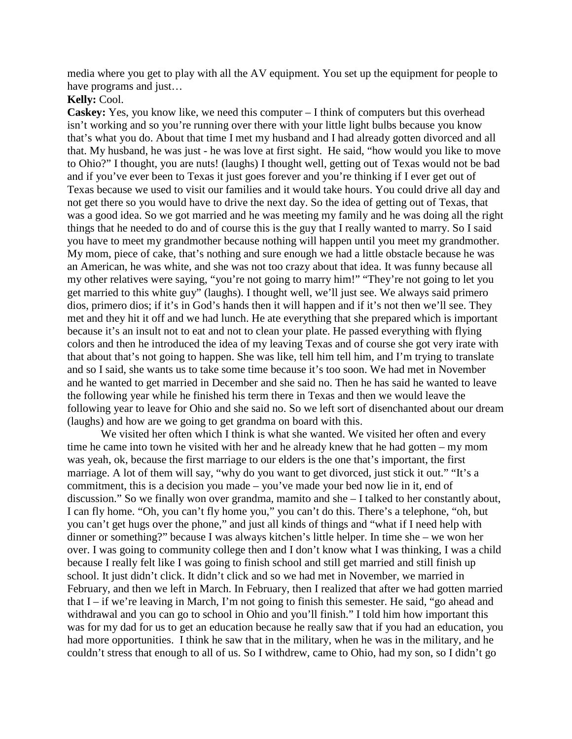media where you get to play with all the AV equipment. You set up the equipment for people to have programs and just…

**Kelly:** Cool.

**Caskey:** Yes, you know like, we need this computer – I think of computers but this overhead isn't working and so you're running over there with your little light bulbs because you know that's what you do. About that time I met my husband and I had already gotten divorced and all that. My husband, he was just - he was love at first sight. He said, "how would you like to move to Ohio?" I thought, you are nuts! (laughs) I thought well, getting out of Texas would not be bad and if you've ever been to Texas it just goes forever and you're thinking if I ever get out of Texas because we used to visit our families and it would take hours. You could drive all day and not get there so you would have to drive the next day. So the idea of getting out of Texas, that was a good idea. So we got married and he was meeting my family and he was doing all the right things that he needed to do and of course this is the guy that I really wanted to marry. So I said you have to meet my grandmother because nothing will happen until you meet my grandmother. My mom, piece of cake, that's nothing and sure enough we had a little obstacle because he was an American, he was white, and she was not too crazy about that idea. It was funny because all my other relatives were saying, "you're not going to marry him!" "They're not going to let you get married to this white guy" (laughs). I thought well, we'll just see. We always said primero dios, primero dios; if it's in God's hands then it will happen and if it's not then we'll see. They met and they hit it off and we had lunch. He ate everything that she prepared which is important because it's an insult not to eat and not to clean your plate. He passed everything with flying colors and then he introduced the idea of my leaving Texas and of course she got very irate with that about that's not going to happen. She was like, tell him tell him, and I'm trying to translate and so I said, she wants us to take some time because it's too soon. We had met in November and he wanted to get married in December and she said no. Then he has said he wanted to leave the following year while he finished his term there in Texas and then we would leave the following year to leave for Ohio and she said no. So we left sort of disenchanted about our dream (laughs) and how are we going to get grandma on board with this.

We visited her often which I think is what she wanted. We visited her often and every time he came into town he visited with her and he already knew that he had gotten – my mom was yeah, ok, because the first marriage to our elders is the one that's important, the first marriage. A lot of them will say, "why do you want to get divorced, just stick it out." "It's a commitment, this is a decision you made – you've made your bed now lie in it, end of discussion." So we finally won over grandma, mamito and she – I talked to her constantly about, I can fly home. "Oh, you can't fly home you," you can't do this. There's a telephone, "oh, but you can't get hugs over the phone," and just all kinds of things and "what if I need help with dinner or something?" because I was always kitchen's little helper. In time she – we won her over. I was going to community college then and I don't know what I was thinking, I was a child because I really felt like I was going to finish school and still get married and still finish up school. It just didn't click. It didn't click and so we had met in November, we married in February, and then we left in March. In February, then I realized that after we had gotten married that I – if we're leaving in March, I'm not going to finish this semester. He said, "go ahead and withdrawal and you can go to school in Ohio and you'll finish." I told him how important this was for my dad for us to get an education because he really saw that if you had an education, you had more opportunities. I think he saw that in the military, when he was in the military, and he couldn't stress that enough to all of us. So I withdrew, came to Ohio, had my son, so I didn't go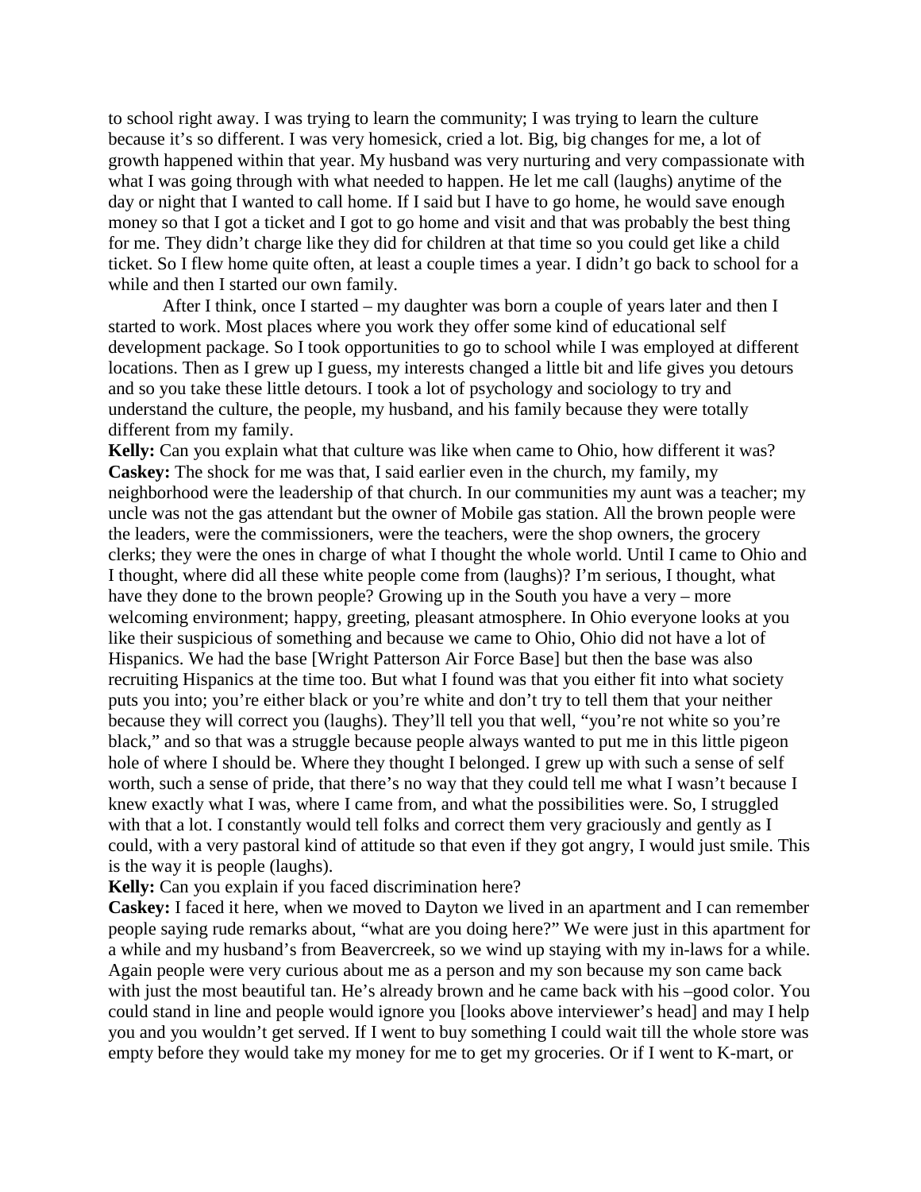to school right away. I was trying to learn the community; I was trying to learn the culture because it's so different. I was very homesick, cried a lot. Big, big changes for me, a lot of growth happened within that year. My husband was very nurturing and very compassionate with what I was going through with what needed to happen. He let me call (laughs) anytime of the day or night that I wanted to call home. If I said but I have to go home, he would save enough money so that I got a ticket and I got to go home and visit and that was probably the best thing for me. They didn't charge like they did for children at that time so you could get like a child ticket. So I flew home quite often, at least a couple times a year. I didn't go back to school for a while and then I started our own family.

After I think, once I started – my daughter was born a couple of years later and then I started to work. Most places where you work they offer some kind of educational self development package. So I took opportunities to go to school while I was employed at different locations. Then as I grew up I guess, my interests changed a little bit and life gives you detours and so you take these little detours. I took a lot of psychology and sociology to try and understand the culture, the people, my husband, and his family because they were totally different from my family.

**Kelly:** Can you explain what that culture was like when came to Ohio, how different it was?

**Caskey:** The shock for me was that, I said earlier even in the church, my family, my neighborhood were the leadership of that church. In our communities my aunt was a teacher; my uncle was not the gas attendant but the owner of Mobile gas station. All the brown people were the leaders, were the commissioners, were the teachers, were the shop owners, the grocery clerks; they were the ones in charge of what I thought the whole world. Until I came to Ohio and I thought, where did all these white people come from (laughs)? I'm serious, I thought, what have they done to the brown people? Growing up in the South you have a very – more welcoming environment; happy, greeting, pleasant atmosphere. In Ohio everyone looks at you like their suspicious of something and because we came to Ohio, Ohio did not have a lot of Hispanics. We had the base [Wright Patterson Air Force Base] but then the base was also recruiting Hispanics at the time too. But what I found was that you either fit into what society puts you into; you're either black or you're white and don't try to tell them that your neither because they will correct you (laughs). They'll tell you that well, "you're not white so you're black," and so that was a struggle because people always wanted to put me in this little pigeon hole of where I should be. Where they thought I belonged. I grew up with such a sense of self worth, such a sense of pride, that there's no way that they could tell me what I wasn't because I knew exactly what I was, where I came from, and what the possibilities were. So, I struggled with that a lot. I constantly would tell folks and correct them very graciously and gently as I could, with a very pastoral kind of attitude so that even if they got angry, I would just smile. This is the way it is people (laughs).

**Kelly:** Can you explain if you faced discrimination here?

**Caskey:** I faced it here, when we moved to Dayton we lived in an apartment and I can remember people saying rude remarks about, "what are you doing here?" We were just in this apartment for a while and my husband's from Beavercreek, so we wind up staying with my in-laws for a while. Again people were very curious about me as a person and my son because my son came back with just the most beautiful tan. He's already brown and he came back with his –good color. You could stand in line and people would ignore you [looks above interviewer's head] and may I help you and you wouldn't get served. If I went to buy something I could wait till the whole store was empty before they would take my money for me to get my groceries. Or if I went to K-mart, or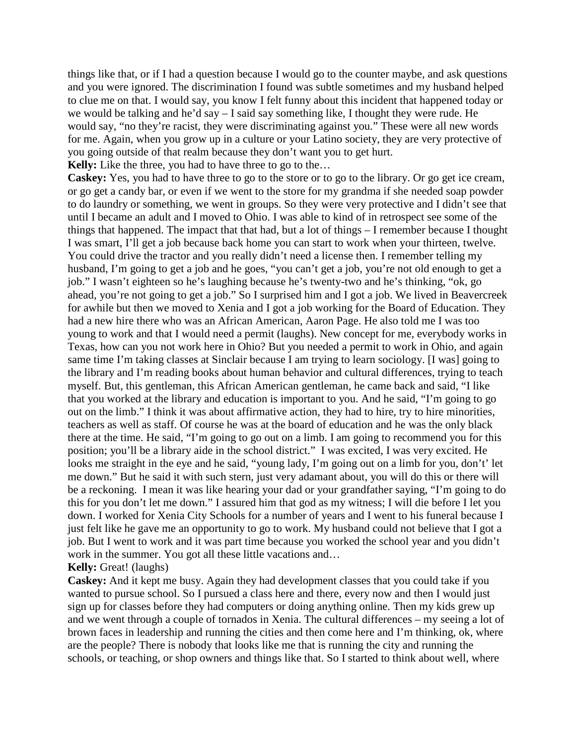things like that, or if I had a question because I would go to the counter maybe, and ask questions and you were ignored. The discrimination I found was subtle sometimes and my husband helped to clue me on that. I would say, you know I felt funny about this incident that happened today or we would be talking and he'd say – I said say something like, I thought they were rude. He would say, "no they're racist, they were discriminating against you." These were all new words for me. Again, when you grow up in a culture or your Latino society, they are very protective of you going outside of that realm because they don't want you to get hurt.

**Kelly:** Like the three, you had to have three to go to the…

**Caskey:** Yes, you had to have three to go to the store or to go to the library. Or go get ice cream, or go get a candy bar, or even if we went to the store for my grandma if she needed soap powder to do laundry or something, we went in groups. So they were very protective and I didn't see that until I became an adult and I moved to Ohio. I was able to kind of in retrospect see some of the things that happened. The impact that that had, but a lot of things – I remember because I thought I was smart, I'll get a job because back home you can start to work when your thirteen, twelve. You could drive the tractor and you really didn't need a license then. I remember telling my husband, I'm going to get a job and he goes, "you can't get a job, you're not old enough to get a job." I wasn't eighteen so he's laughing because he's twenty-two and he's thinking, "ok, go ahead, you're not going to get a job." So I surprised him and I got a job. We lived in Beavercreek for awhile but then we moved to Xenia and I got a job working for the Board of Education. They had a new hire there who was an African American, Aaron Page. He also told me I was too young to work and that I would need a permit (laughs). New concept for me, everybody works in Texas, how can you not work here in Ohio? But you needed a permit to work in Ohio, and again same time I'm taking classes at Sinclair because I am trying to learn sociology. [I was] going to the library and I'm reading books about human behavior and cultural differences, trying to teach myself. But, this gentleman, this African American gentleman, he came back and said, "I like that you worked at the library and education is important to you. And he said, "I'm going to go out on the limb." I think it was about affirmative action, they had to hire, try to hire minorities, teachers as well as staff. Of course he was at the board of education and he was the only black there at the time. He said, "I'm going to go out on a limb. I am going to recommend you for this position; you'll be a library aide in the school district." I was excited, I was very excited. He looks me straight in the eye and he said, "young lady, I'm going out on a limb for you, don't' let me down." But he said it with such stern, just very adamant about, you will do this or there will be a reckoning. I mean it was like hearing your dad or your grandfather saying, "I'm going to do this for you don't let me down." I assured him that god as my witness; I will die before I let you down. I worked for Xenia City Schools for a number of years and I went to his funeral because I just felt like he gave me an opportunity to go to work. My husband could not believe that I got a job. But I went to work and it was part time because you worked the school year and you didn't work in the summer. You got all these little vacations and…

**Kelly:** Great! (laughs)

**Caskey:** And it kept me busy. Again they had development classes that you could take if you wanted to pursue school. So I pursued a class here and there, every now and then I would just sign up for classes before they had computers or doing anything online. Then my kids grew up and we went through a couple of tornados in Xenia. The cultural differences – my seeing a lot of brown faces in leadership and running the cities and then come here and I'm thinking, ok, where are the people? There is nobody that looks like me that is running the city and running the schools, or teaching, or shop owners and things like that. So I started to think about well, where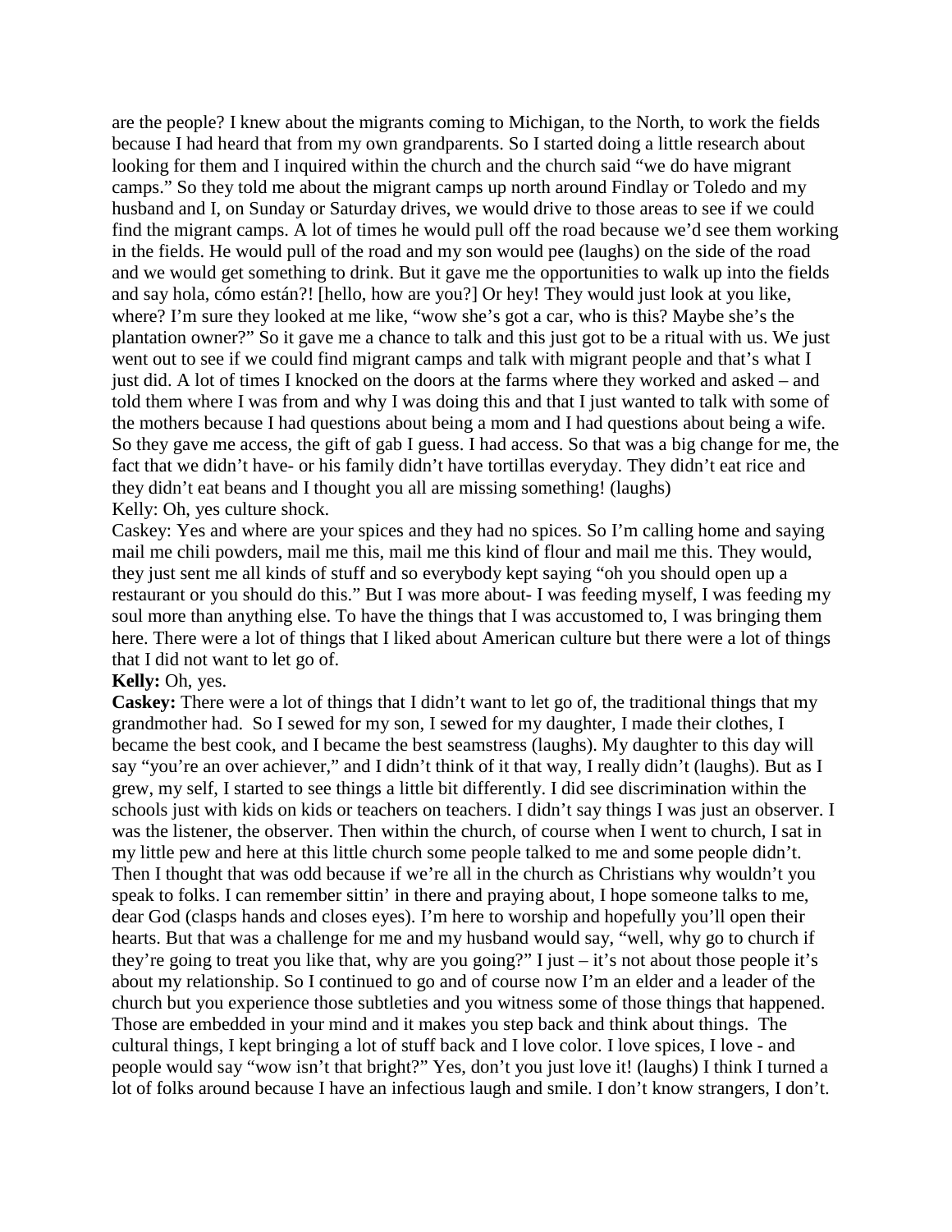are the people? I knew about the migrants coming to Michigan, to the North, to work the fields because I had heard that from my own grandparents. So I started doing a little research about looking for them and I inquired within the church and the church said "we do have migrant camps." So they told me about the migrant camps up north around Findlay or Toledo and my husband and I, on Sunday or Saturday drives, we would drive to those areas to see if we could find the migrant camps. A lot of times he would pull off the road because we'd see them working in the fields. He would pull of the road and my son would pee (laughs) on the side of the road and we would get something to drink. But it gave me the opportunities to walk up into the fields and say hola, cómo están?! [hello, how are you?] Or hey! They would just look at you like, where? I'm sure they looked at me like, "wow she's got a car, who is this? Maybe she's the plantation owner?" So it gave me a chance to talk and this just got to be a ritual with us. We just went out to see if we could find migrant camps and talk with migrant people and that's what I just did. A lot of times I knocked on the doors at the farms where they worked and asked – and told them where I was from and why I was doing this and that I just wanted to talk with some of the mothers because I had questions about being a mom and I had questions about being a wife. So they gave me access, the gift of gab I guess. I had access. So that was a big change for me, the fact that we didn't have- or his family didn't have tortillas everyday. They didn't eat rice and they didn't eat beans and I thought you all are missing something! (laughs)

Kelly: Oh, yes culture shock.

Caskey: Yes and where are your spices and they had no spices. So I'm calling home and saying mail me chili powders, mail me this, mail me this kind of flour and mail me this. They would, they just sent me all kinds of stuff and so everybody kept saying "oh you should open up a restaurant or you should do this." But I was more about- I was feeding myself, I was feeding my soul more than anything else. To have the things that I was accustomed to, I was bringing them here. There were a lot of things that I liked about American culture but there were a lot of things that I did not want to let go of.

**Kelly:** Oh, yes.

**Caskey:** There were a lot of things that I didn't want to let go of, the traditional things that my grandmother had. So I sewed for my son, I sewed for my daughter, I made their clothes, I became the best cook, and I became the best seamstress (laughs). My daughter to this day will say "you're an over achiever," and I didn't think of it that way, I really didn't (laughs). But as I grew, my self, I started to see things a little bit differently. I did see discrimination within the schools just with kids on kids or teachers on teachers. I didn't say things I was just an observer. I was the listener, the observer. Then within the church, of course when I went to church, I sat in my little pew and here at this little church some people talked to me and some people didn't. Then I thought that was odd because if we're all in the church as Christians why wouldn't you speak to folks. I can remember sittin' in there and praying about, I hope someone talks to me, dear God (clasps hands and closes eyes). I'm here to worship and hopefully you'll open their hearts. But that was a challenge for me and my husband would say, "well, why go to church if they're going to treat you like that, why are you going?" I just – it's not about those people it's about my relationship. So I continued to go and of course now I'm an elder and a leader of the church but you experience those subtleties and you witness some of those things that happened. Those are embedded in your mind and it makes you step back and think about things. The cultural things, I kept bringing a lot of stuff back and I love color. I love spices, I love - and people would say "wow isn't that bright?" Yes, don't you just love it! (laughs) I think I turned a lot of folks around because I have an infectious laugh and smile. I don't know strangers, I don't.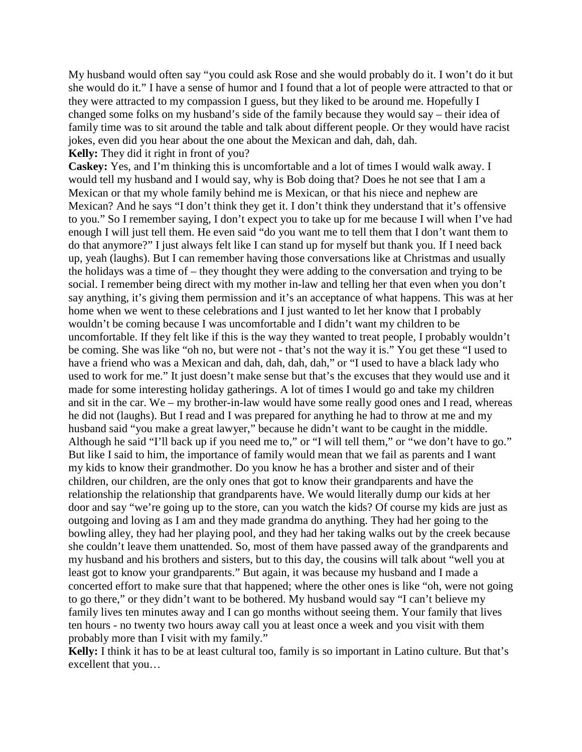My husband would often say "you could ask Rose and she would probably do it. I won't do it but she would do it." I have a sense of humor and I found that a lot of people were attracted to that or they were attracted to my compassion I guess, but they liked to be around me. Hopefully I changed some folks on my husband's side of the family because they would say – their idea of family time was to sit around the table and talk about different people. Or they would have racist jokes, even did you hear about the one about the Mexican and dah, dah, dah.

**Kelly:** They did it right in front of you?

**Caskey:** Yes, and I'm thinking this is uncomfortable and a lot of times I would walk away. I would tell my husband and I would say, why is Bob doing that? Does he not see that I am a Mexican or that my whole family behind me is Mexican, or that his niece and nephew are Mexican? And he says "I don't think they get it. I don't think they understand that it's offensive to you." So I remember saying, I don't expect you to take up for me because I will when I've had enough I will just tell them. He even said "do you want me to tell them that I don't want them to do that anymore?" I just always felt like I can stand up for myself but thank you. If I need back up, yeah (laughs). But I can remember having those conversations like at Christmas and usually the holidays was a time of – they thought they were adding to the conversation and trying to be social. I remember being direct with my mother in-law and telling her that even when you don't say anything, it's giving them permission and it's an acceptance of what happens. This was at her home when we went to these celebrations and I just wanted to let her know that I probably wouldn't be coming because I was uncomfortable and I didn't want my children to be uncomfortable. If they felt like if this is the way they wanted to treat people, I probably wouldn't be coming. She was like "oh no, but were not - that's not the way it is." You get these "I used to have a friend who was a Mexican and dah, dah, dah, dah," or "I used to have a black lady who used to work for me." It just doesn't make sense but that's the excuses that they would use and it made for some interesting holiday gatherings. A lot of times I would go and take my children and sit in the car. We – my brother-in-law would have some really good ones and I read, whereas he did not (laughs). But I read and I was prepared for anything he had to throw at me and my husband said "you make a great lawyer," because he didn't want to be caught in the middle. Although he said "I'll back up if you need me to," or "I will tell them," or "we don't have to go." But like I said to him, the importance of family would mean that we fail as parents and I want my kids to know their grandmother. Do you know he has a brother and sister and of their children, our children, are the only ones that got to know their grandparents and have the relationship the relationship that grandparents have. We would literally dump our kids at her door and say "we're going up to the store, can you watch the kids? Of course my kids are just as outgoing and loving as I am and they made grandma do anything. They had her going to the bowling alley, they had her playing pool, and they had her taking walks out by the creek because she couldn't leave them unattended. So, most of them have passed away of the grandparents and my husband and his brothers and sisters, but to this day, the cousins will talk about "well you at least got to know your grandparents." But again, it was because my husband and I made a concerted effort to make sure that that happened; where the other ones is like "oh, were not going to go there," or they didn't want to be bothered. My husband would say "I can't believe my family lives ten minutes away and I can go months without seeing them. Your family that lives ten hours - no twenty two hours away call you at least once a week and you visit with them probably more than I visit with my family."

**Kelly:** I think it has to be at least cultural too, family is so important in Latino culture. But that's excellent that you…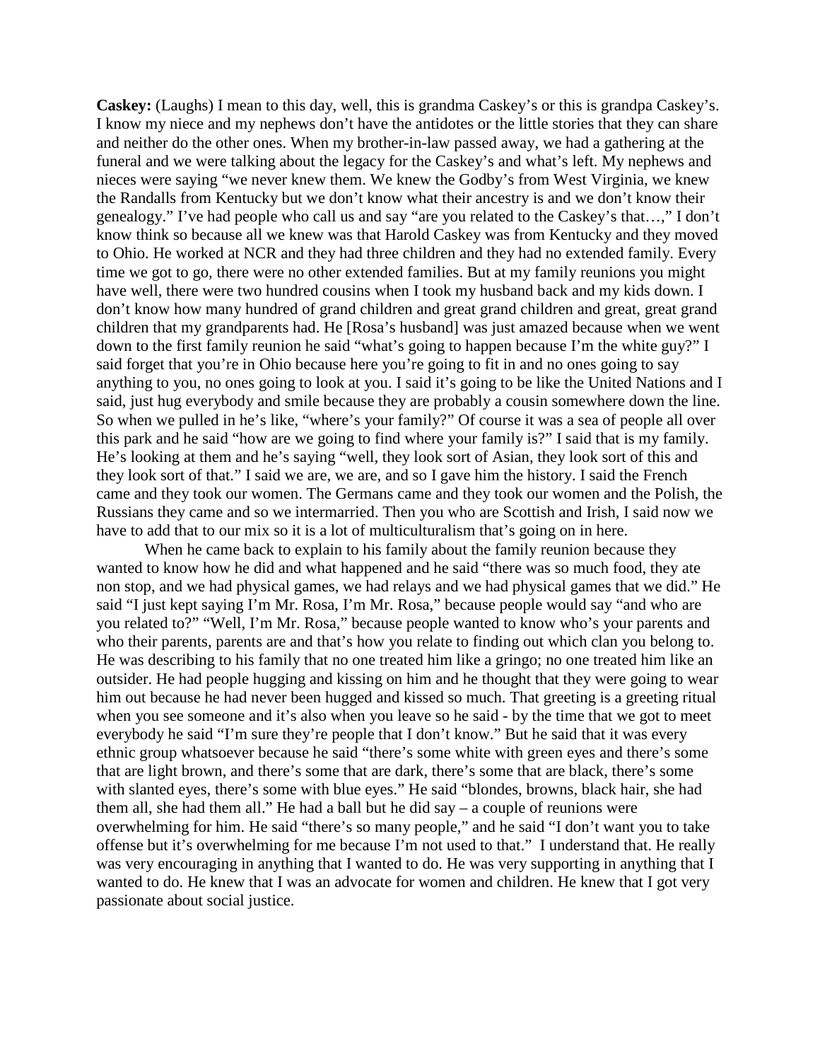**Caskey:** (Laughs) I mean to this day, well, this is grandma Caskey's or this is grandpa Caskey's. I know my niece and my nephews don't have the antidotes or the little stories that they can share and neither do the other ones. When my brother-in-law passed away, we had a gathering at the funeral and we were talking about the legacy for the Caskey's and what's left. My nephews and nieces were saying "we never knew them. We knew the Godby's from West Virginia, we knew the Randalls from Kentucky but we don't know what their ancestry is and we don't know their genealogy." I've had people who call us and say "are you related to the Caskey's that…," I don't know think so because all we knew was that Harold Caskey was from Kentucky and they moved to Ohio. He worked at NCR and they had three children and they had no extended family. Every time we got to go, there were no other extended families. But at my family reunions you might have well, there were two hundred cousins when I took my husband back and my kids down. I don't know how many hundred of grand children and great grand children and great, great grand children that my grandparents had. He [Rosa's husband] was just amazed because when we went down to the first family reunion he said "what's going to happen because I'm the white guy?" I said forget that you're in Ohio because here you're going to fit in and no ones going to say anything to you, no ones going to look at you. I said it's going to be like the United Nations and I said, just hug everybody and smile because they are probably a cousin somewhere down the line. So when we pulled in he's like, "where's your family?" Of course it was a sea of people all over this park and he said "how are we going to find where your family is?" I said that is my family. He's looking at them and he's saying "well, they look sort of Asian, they look sort of this and they look sort of that." I said we are, we are, and so I gave him the history. I said the French came and they took our women. The Germans came and they took our women and the Polish, the Russians they came and so we intermarried. Then you who are Scottish and Irish, I said now we have to add that to our mix so it is a lot of multiculturalism that's going on in here.

When he came back to explain to his family about the family reunion because they wanted to know how he did and what happened and he said "there was so much food, they ate non stop, and we had physical games, we had relays and we had physical games that we did." He said "I just kept saying I'm Mr. Rosa, I'm Mr. Rosa," because people would say "and who are you related to?" "Well, I'm Mr. Rosa," because people wanted to know who's your parents and who their parents, parents are and that's how you relate to finding out which clan you belong to. He was describing to his family that no one treated him like a gringo; no one treated him like an outsider. He had people hugging and kissing on him and he thought that they were going to wear him out because he had never been hugged and kissed so much. That greeting is a greeting ritual when you see someone and it's also when you leave so he said - by the time that we got to meet everybody he said "I'm sure they're people that I don't know." But he said that it was every ethnic group whatsoever because he said "there's some white with green eyes and there's some that are light brown, and there's some that are dark, there's some that are black, there's some with slanted eyes, there's some with blue eyes." He said "blondes, browns, black hair, she had them all, she had them all." He had a ball but he did say – a couple of reunions were overwhelming for him. He said "there's so many people," and he said "I don't want you to take offense but it's overwhelming for me because I'm not used to that." I understand that. He really was very encouraging in anything that I wanted to do. He was very supporting in anything that I wanted to do. He knew that I was an advocate for women and children. He knew that I got very passionate about social justice.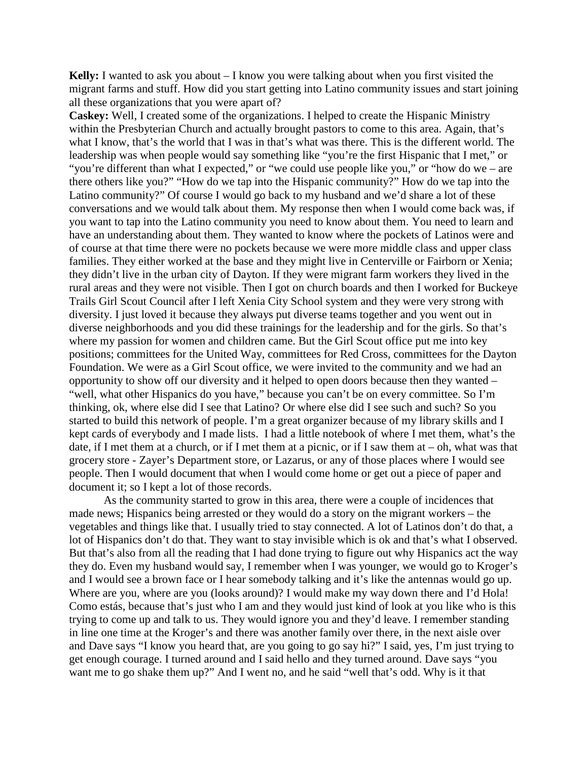**Kelly:** I wanted to ask you about – I know you were talking about when you first visited the migrant farms and stuff. How did you start getting into Latino community issues and start joining all these organizations that you were apart of?

**Caskey:** Well, I created some of the organizations. I helped to create the Hispanic Ministry within the Presbyterian Church and actually brought pastors to come to this area. Again, that's what I know, that's the world that I was in that's what was there. This is the different world. The leadership was when people would say something like "you're the first Hispanic that I met," or "you're different than what I expected," or "we could use people like you," or "how do we – are there others like you?" "How do we tap into the Hispanic community?" How do we tap into the Latino community?" Of course I would go back to my husband and we'd share a lot of these conversations and we would talk about them. My response then when I would come back was, if you want to tap into the Latino community you need to know about them. You need to learn and have an understanding about them. They wanted to know where the pockets of Latinos were and of course at that time there were no pockets because we were more middle class and upper class families. They either worked at the base and they might live in Centerville or Fairborn or Xenia; they didn't live in the urban city of Dayton. If they were migrant farm workers they lived in the rural areas and they were not visible. Then I got on church boards and then I worked for Buckeye Trails Girl Scout Council after I left Xenia City School system and they were very strong with diversity. I just loved it because they always put diverse teams together and you went out in diverse neighborhoods and you did these trainings for the leadership and for the girls. So that's where my passion for women and children came. But the Girl Scout office put me into key positions; committees for the United Way, committees for Red Cross, committees for the Dayton Foundation. We were as a Girl Scout office, we were invited to the community and we had an opportunity to show off our diversity and it helped to open doors because then they wanted – "well, what other Hispanics do you have," because you can't be on every committee. So I'm thinking, ok, where else did I see that Latino? Or where else did I see such and such? So you started to build this network of people. I'm a great organizer because of my library skills and I kept cards of everybody and I made lists. I had a little notebook of where I met them, what's the date, if I met them at a church, or if I met them at a picnic, or if I saw them at – oh, what was that grocery store - Zayer's Department store, or Lazarus, or any of those places where I would see people. Then I would document that when I would come home or get out a piece of paper and document it; so I kept a lot of those records.

As the community started to grow in this area, there were a couple of incidences that made news; Hispanics being arrested or they would do a story on the migrant workers – the vegetables and things like that. I usually tried to stay connected. A lot of Latinos don't do that, a lot of Hispanics don't do that. They want to stay invisible which is ok and that's what I observed. But that's also from all the reading that I had done trying to figure out why Hispanics act the way they do. Even my husband would say, I remember when I was younger, we would go to Kroger's and I would see a brown face or I hear somebody talking and it's like the antennas would go up. Where are you, where are you (looks around)? I would make my way down there and I'd Hola! Como estás, because that's just who I am and they would just kind of look at you like who is this trying to come up and talk to us. They would ignore you and they'd leave. I remember standing in line one time at the Kroger's and there was another family over there, in the next aisle over and Dave says "I know you heard that, are you going to go say hi?" I said, yes, I'm just trying to get enough courage. I turned around and I said hello and they turned around. Dave says "you want me to go shake them up?" And I went no, and he said "well that's odd. Why is it that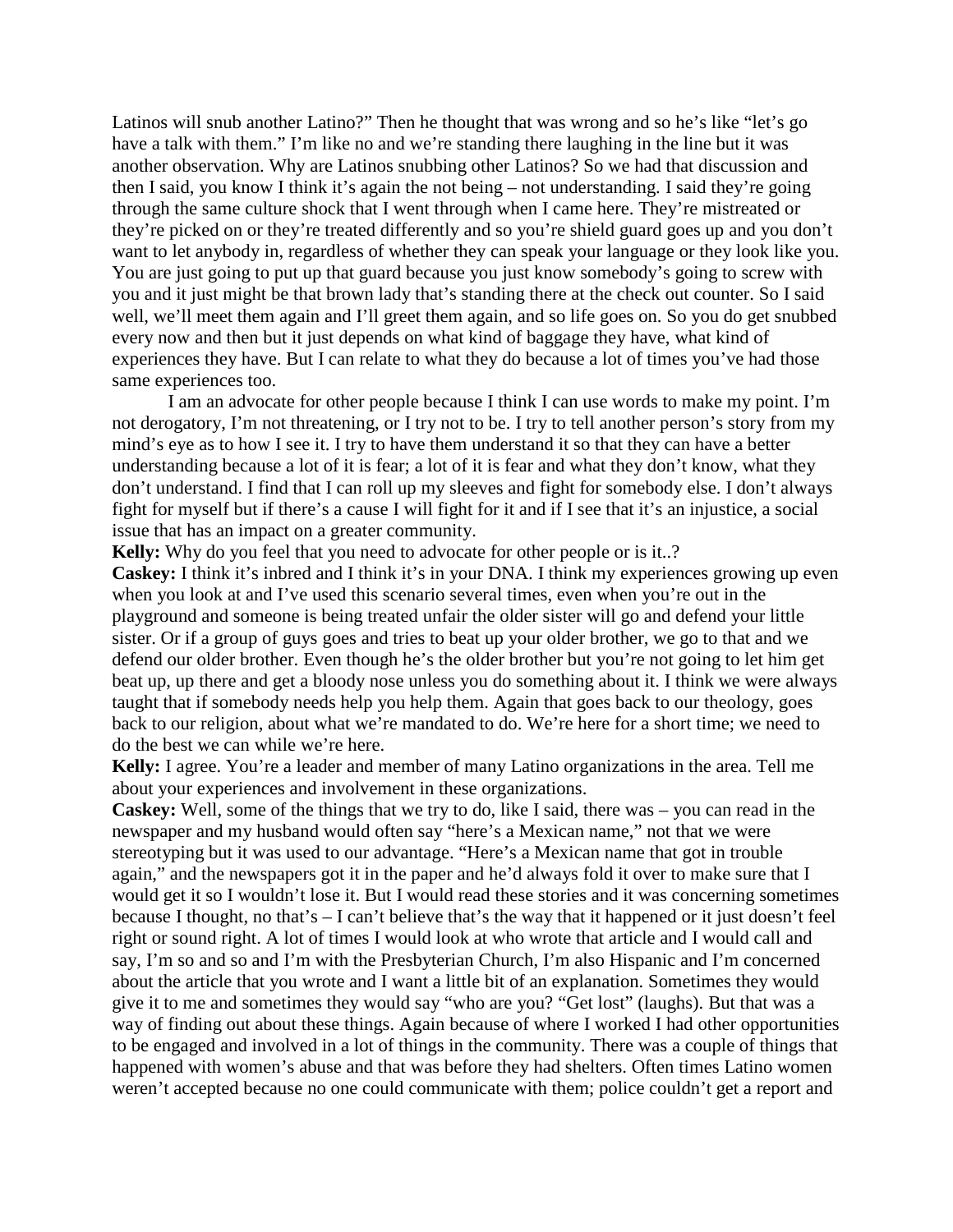Latinos will snub another Latino?" Then he thought that was wrong and so he's like "let's go have a talk with them." I'm like no and we're standing there laughing in the line but it was another observation. Why are Latinos snubbing other Latinos? So we had that discussion and then I said, you know I think it's again the not being – not understanding. I said they're going through the same culture shock that I went through when I came here. They're mistreated or they're picked on or they're treated differently and so you're shield guard goes up and you don't want to let anybody in, regardless of whether they can speak your language or they look like you. You are just going to put up that guard because you just know somebody's going to screw with you and it just might be that brown lady that's standing there at the check out counter. So I said well, we'll meet them again and I'll greet them again, and so life goes on. So you do get snubbed every now and then but it just depends on what kind of baggage they have, what kind of experiences they have. But I can relate to what they do because a lot of times you've had those same experiences too.

I am an advocate for other people because I think I can use words to make my point. I'm not derogatory, I'm not threatening, or I try not to be. I try to tell another person's story from my mind's eye as to how I see it. I try to have them understand it so that they can have a better understanding because a lot of it is fear; a lot of it is fear and what they don't know, what they don't understand. I find that I can roll up my sleeves and fight for somebody else. I don't always fight for myself but if there's a cause I will fight for it and if I see that it's an injustice, a social issue that has an impact on a greater community.

**Kelly:** Why do you feel that you need to advocate for other people or is it..?

**Caskey:** I think it's inbred and I think it's in your DNA. I think my experiences growing up even when you look at and I've used this scenario several times, even when you're out in the playground and someone is being treated unfair the older sister will go and defend your little sister. Or if a group of guys goes and tries to beat up your older brother, we go to that and we defend our older brother. Even though he's the older brother but you're not going to let him get beat up, up there and get a bloody nose unless you do something about it. I think we were always taught that if somebody needs help you help them. Again that goes back to our theology, goes back to our religion, about what we're mandated to do. We're here for a short time; we need to do the best we can while we're here.

**Kelly:** I agree. You're a leader and member of many Latino organizations in the area. Tell me about your experiences and involvement in these organizations.

**Caskey:** Well, some of the things that we try to do, like I said, there was – you can read in the newspaper and my husband would often say "here's a Mexican name," not that we were stereotyping but it was used to our advantage. "Here's a Mexican name that got in trouble again," and the newspapers got it in the paper and he'd always fold it over to make sure that I would get it so I wouldn't lose it. But I would read these stories and it was concerning sometimes because I thought, no that's – I can't believe that's the way that it happened or it just doesn't feel right or sound right. A lot of times I would look at who wrote that article and I would call and say, I'm so and so and I'm with the Presbyterian Church, I'm also Hispanic and I'm concerned about the article that you wrote and I want a little bit of an explanation. Sometimes they would give it to me and sometimes they would say "who are you? "Get lost" (laughs). But that was a way of finding out about these things. Again because of where I worked I had other opportunities to be engaged and involved in a lot of things in the community. There was a couple of things that happened with women's abuse and that was before they had shelters. Often times Latino women weren't accepted because no one could communicate with them; police couldn't get a report and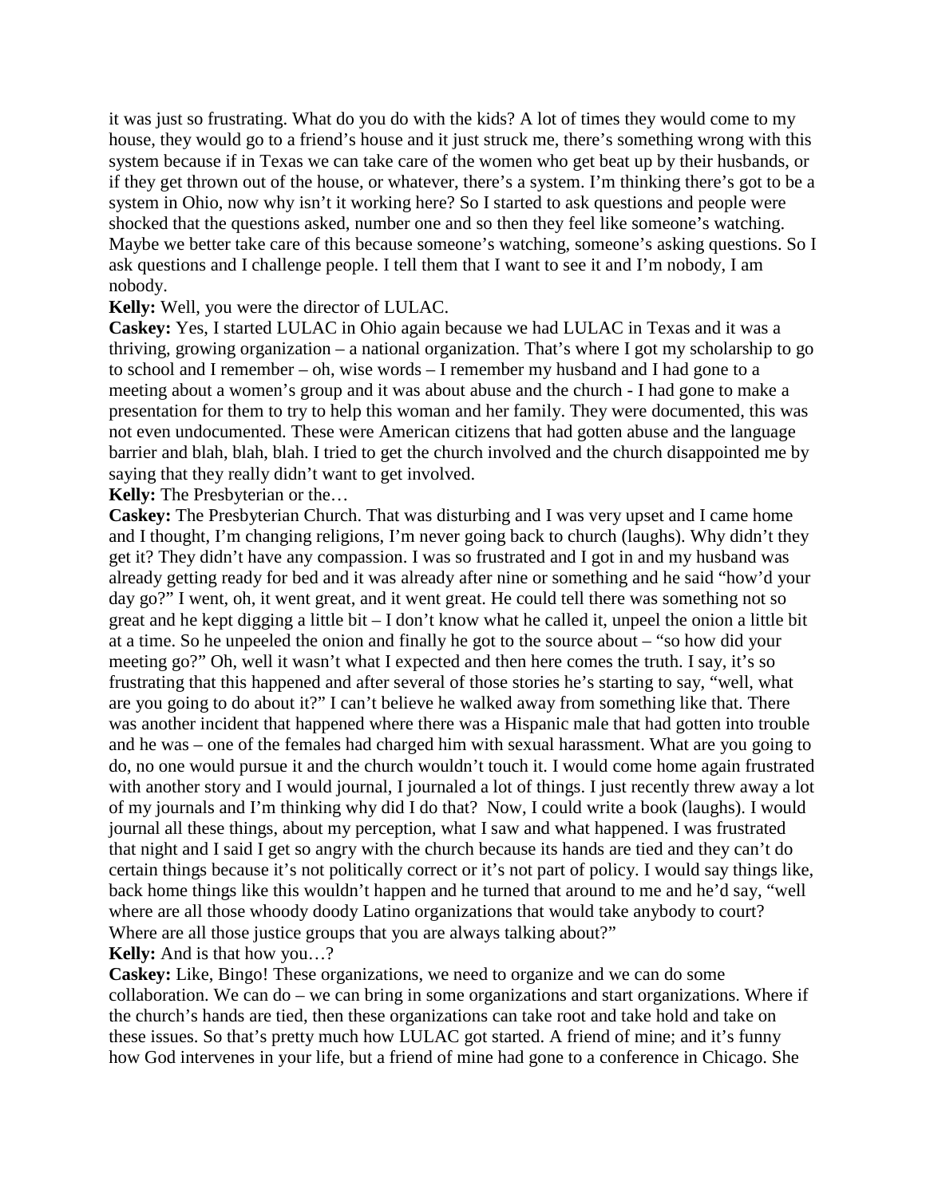it was just so frustrating. What do you do with the kids? A lot of times they would come to my house, they would go to a friend's house and it just struck me, there's something wrong with this system because if in Texas we can take care of the women who get beat up by their husbands, or if they get thrown out of the house, or whatever, there's a system. I'm thinking there's got to be a system in Ohio, now why isn't it working here? So I started to ask questions and people were shocked that the questions asked, number one and so then they feel like someone's watching. Maybe we better take care of this because someone's watching, someone's asking questions. So I ask questions and I challenge people. I tell them that I want to see it and I'm nobody, I am nobody.

**Kelly:** Well, you were the director of LULAC.

**Caskey:** Yes, I started LULAC in Ohio again because we had LULAC in Texas and it was a thriving, growing organization – a national organization. That's where I got my scholarship to go to school and I remember – oh, wise words – I remember my husband and I had gone to a meeting about a women's group and it was about abuse and the church - I had gone to make a presentation for them to try to help this woman and her family. They were documented, this was not even undocumented. These were American citizens that had gotten abuse and the language barrier and blah, blah, blah. I tried to get the church involved and the church disappointed me by saying that they really didn't want to get involved.

**Kelly:** The Presbyterian or the…

**Caskey:** The Presbyterian Church. That was disturbing and I was very upset and I came home and I thought, I'm changing religions, I'm never going back to church (laughs). Why didn't they get it? They didn't have any compassion. I was so frustrated and I got in and my husband was already getting ready for bed and it was already after nine or something and he said "how'd your day go?" I went, oh, it went great, and it went great. He could tell there was something not so great and he kept digging a little bit – I don't know what he called it, unpeel the onion a little bit at a time. So he unpeeled the onion and finally he got to the source about – "so how did your meeting go?" Oh, well it wasn't what I expected and then here comes the truth. I say, it's so frustrating that this happened and after several of those stories he's starting to say, "well, what are you going to do about it?" I can't believe he walked away from something like that. There was another incident that happened where there was a Hispanic male that had gotten into trouble and he was – one of the females had charged him with sexual harassment. What are you going to do, no one would pursue it and the church wouldn't touch it. I would come home again frustrated with another story and I would journal, I journaled a lot of things. I just recently threw away a lot of my journals and I'm thinking why did I do that? Now, I could write a book (laughs). I would journal all these things, about my perception, what I saw and what happened. I was frustrated that night and I said I get so angry with the church because its hands are tied and they can't do certain things because it's not politically correct or it's not part of policy. I would say things like, back home things like this wouldn't happen and he turned that around to me and he'd say, "well where are all those whoody doody Latino organizations that would take anybody to court? Where are all those justice groups that you are always talking about?"

**Kelly:** And is that how you…?

**Caskey:** Like, Bingo! These organizations, we need to organize and we can do some collaboration. We can do – we can bring in some organizations and start organizations. Where if the church's hands are tied, then these organizations can take root and take hold and take on these issues. So that's pretty much how LULAC got started. A friend of mine; and it's funny how God intervenes in your life, but a friend of mine had gone to a conference in Chicago. She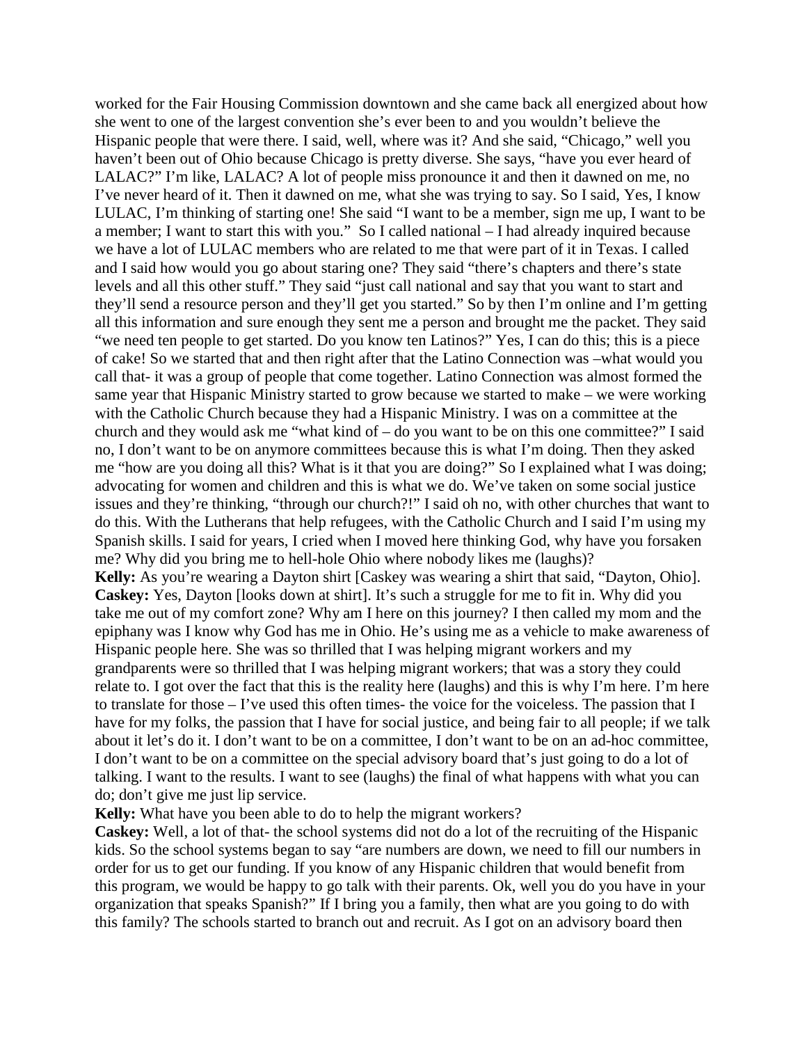worked for the Fair Housing Commission downtown and she came back all energized about how she went to one of the largest convention she's ever been to and you wouldn't believe the Hispanic people that were there. I said, well, where was it? And she said, "Chicago," well you haven't been out of Ohio because Chicago is pretty diverse. She says, "have you ever heard of LALAC?" I'm like, LALAC? A lot of people miss pronounce it and then it dawned on me, no I've never heard of it. Then it dawned on me, what she was trying to say. So I said, Yes, I know LULAC, I'm thinking of starting one! She said "I want to be a member, sign me up, I want to be a member; I want to start this with you." So I called national – I had already inquired because we have a lot of LULAC members who are related to me that were part of it in Texas. I called and I said how would you go about staring one? They said "there's chapters and there's state levels and all this other stuff." They said "just call national and say that you want to start and they'll send a resource person and they'll get you started." So by then I'm online and I'm getting all this information and sure enough they sent me a person and brought me the packet. They said "we need ten people to get started. Do you know ten Latinos?" Yes, I can do this; this is a piece of cake! So we started that and then right after that the Latino Connection was –what would you call that- it was a group of people that come together. Latino Connection was almost formed the same year that Hispanic Ministry started to grow because we started to make – we were working with the Catholic Church because they had a Hispanic Ministry. I was on a committee at the church and they would ask me "what kind of – do you want to be on this one committee?" I said no, I don't want to be on anymore committees because this is what I'm doing. Then they asked me "how are you doing all this? What is it that you are doing?" So I explained what I was doing; advocating for women and children and this is what we do. We've taken on some social justice issues and they're thinking, "through our church?!" I said oh no, with other churches that want to do this. With the Lutherans that help refugees, with the Catholic Church and I said I'm using my Spanish skills. I said for years, I cried when I moved here thinking God, why have you forsaken me? Why did you bring me to hell-hole Ohio where nobody likes me (laughs)?

**Kelly:** As you're wearing a Dayton shirt [Caskey was wearing a shirt that said, "Dayton, Ohio].

**Caskey:** Yes, Dayton [looks down at shirt]. It's such a struggle for me to fit in. Why did you take me out of my comfort zone? Why am I here on this journey? I then called my mom and the epiphany was I know why God has me in Ohio. He's using me as a vehicle to make awareness of Hispanic people here. She was so thrilled that I was helping migrant workers and my grandparents were so thrilled that I was helping migrant workers; that was a story they could relate to. I got over the fact that this is the reality here (laughs) and this is why I'm here. I'm here to translate for those – I've used this often times- the voice for the voiceless. The passion that I have for my folks, the passion that I have for social justice, and being fair to all people; if we talk about it let's do it. I don't want to be on a committee, I don't want to be on an ad-hoc committee, I don't want to be on a committee on the special advisory board that's just going to do a lot of talking. I want to the results. I want to see (laughs) the final of what happens with what you can do; don't give me just lip service.

**Kelly:** What have you been able to do to help the migrant workers?

**Caskey:** Well, a lot of that- the school systems did not do a lot of the recruiting of the Hispanic kids. So the school systems began to say "are numbers are down, we need to fill our numbers in order for us to get our funding. If you know of any Hispanic children that would benefit from this program, we would be happy to go talk with their parents. Ok, well you do you have in your organization that speaks Spanish?" If I bring you a family, then what are you going to do with this family? The schools started to branch out and recruit. As I got on an advisory board then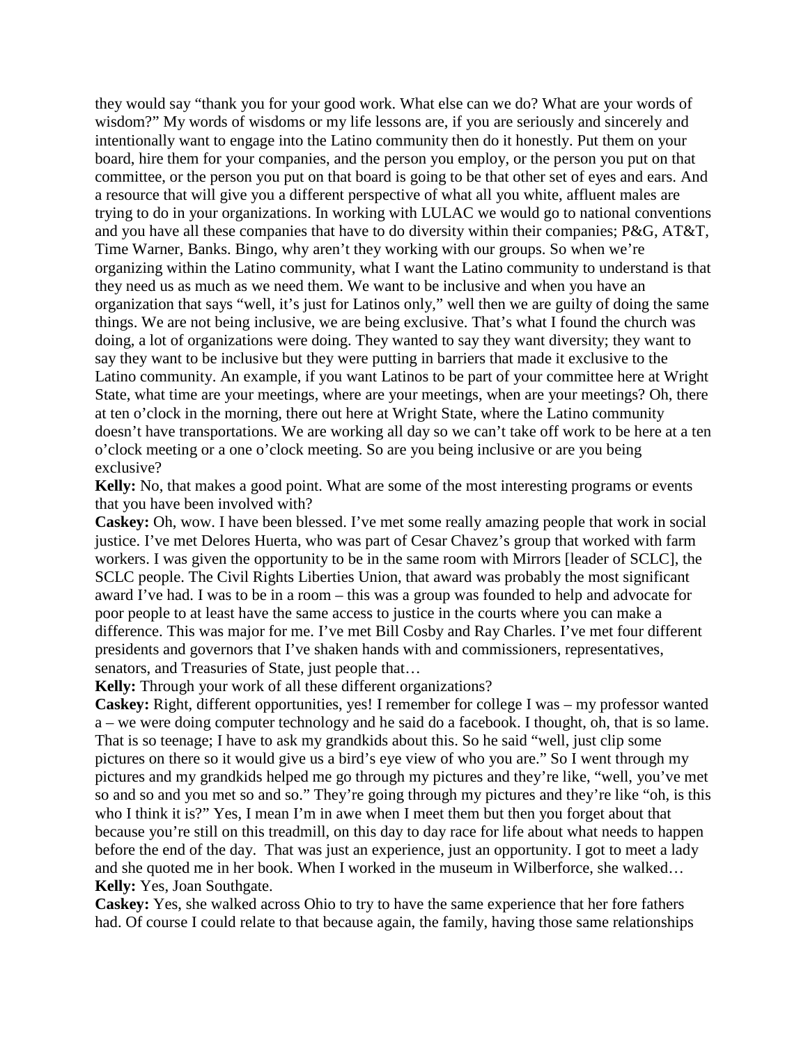they would say "thank you for your good work. What else can we do? What are your words of wisdom?" My words of wisdoms or my life lessons are, if you are seriously and sincerely and intentionally want to engage into the Latino community then do it honestly. Put them on your board, hire them for your companies, and the person you employ, or the person you put on that committee, or the person you put on that board is going to be that other set of eyes and ears. And a resource that will give you a different perspective of what all you white, affluent males are trying to do in your organizations. In working with LULAC we would go to national conventions and you have all these companies that have to do diversity within their companies; P&G, AT&T, Time Warner, Banks. Bingo, why aren't they working with our groups. So when we're organizing within the Latino community, what I want the Latino community to understand is that they need us as much as we need them. We want to be inclusive and when you have an organization that says "well, it's just for Latinos only," well then we are guilty of doing the same things. We are not being inclusive, we are being exclusive. That's what I found the church was doing, a lot of organizations were doing. They wanted to say they want diversity; they want to say they want to be inclusive but they were putting in barriers that made it exclusive to the Latino community. An example, if you want Latinos to be part of your committee here at Wright State, what time are your meetings, where are your meetings, when are your meetings? Oh, there at ten o'clock in the morning, there out here at Wright State, where the Latino community doesn't have transportations. We are working all day so we can't take off work to be here at a ten o'clock meeting or a one o'clock meeting. So are you being inclusive or are you being exclusive?

**Kelly:** No, that makes a good point. What are some of the most interesting programs or events that you have been involved with?

**Caskey:** Oh, wow. I have been blessed. I've met some really amazing people that work in social justice. I've met Delores Huerta, who was part of Cesar Chavez's group that worked with farm workers. I was given the opportunity to be in the same room with Mirrors [leader of SCLC], the SCLC people. The Civil Rights Liberties Union, that award was probably the most significant award I've had. I was to be in a room – this was a group was founded to help and advocate for poor people to at least have the same access to justice in the courts where you can make a difference. This was major for me. I've met Bill Cosby and Ray Charles. I've met four different presidents and governors that I've shaken hands with and commissioners, representatives, senators, and Treasuries of State, just people that…

**Kelly:** Through your work of all these different organizations?

**Caskey:** Right, different opportunities, yes! I remember for college I was – my professor wanted a – we were doing computer technology and he said do a facebook. I thought, oh, that is so lame. That is so teenage; I have to ask my grandkids about this. So he said "well, just clip some pictures on there so it would give us a bird's eye view of who you are." So I went through my pictures and my grandkids helped me go through my pictures and they're like, "well, you've met so and so and you met so and so." They're going through my pictures and they're like "oh, is this who I think it is?" Yes, I mean I'm in awe when I meet them but then you forget about that because you're still on this treadmill, on this day to day race for life about what needs to happen before the end of the day. That was just an experience, just an opportunity. I got to meet a lady and she quoted me in her book. When I worked in the museum in Wilberforce, she walked…

**Kelly:** Yes, Joan Southgate.

**Caskey:** Yes, she walked across Ohio to try to have the same experience that her fore fathers had. Of course I could relate to that because again, the family, having those same relationships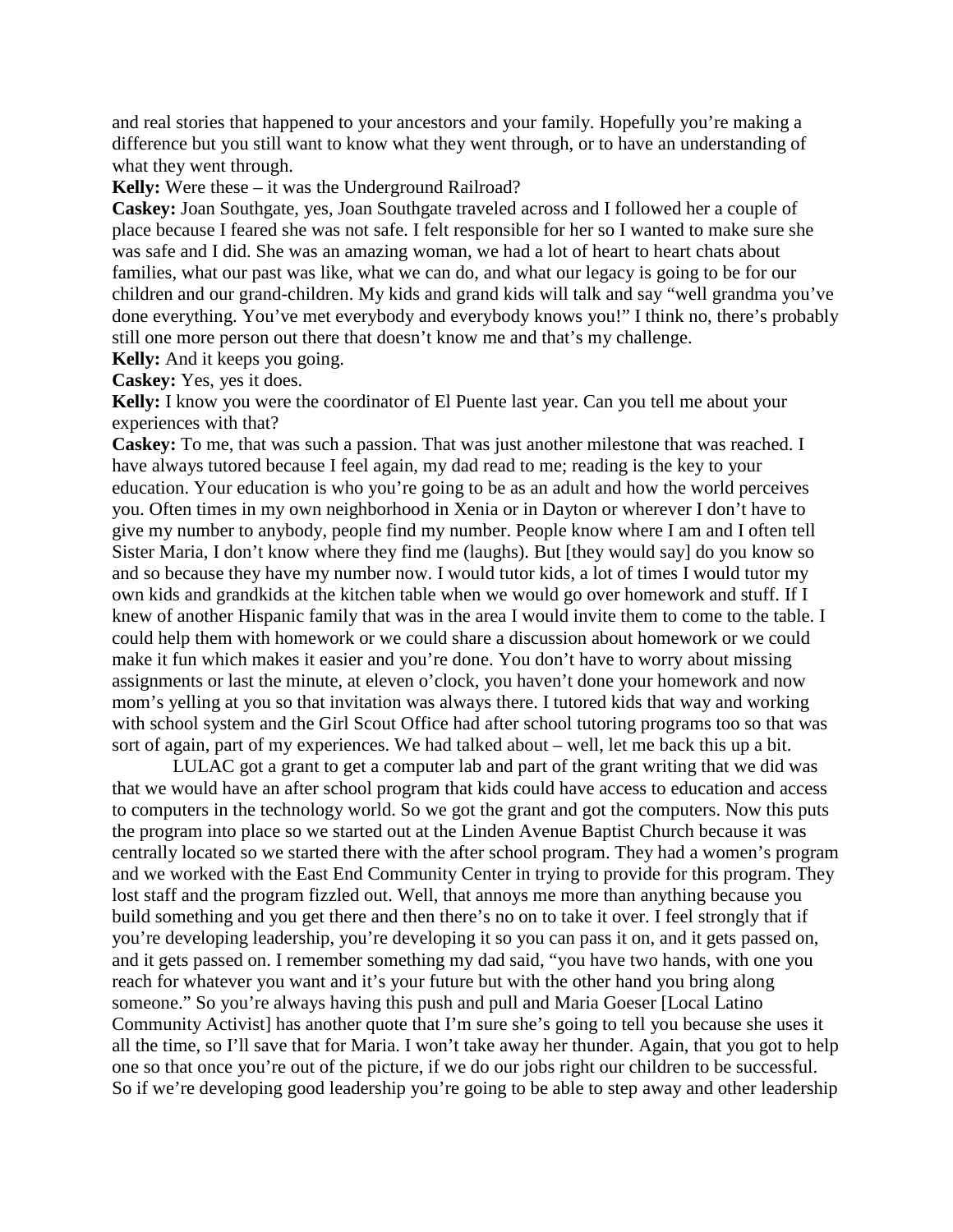and real stories that happened to your ancestors and your family. Hopefully you're making a difference but you still want to know what they went through, or to have an understanding of what they went through.

**Kelly:** Were these – it was the Underground Railroad?

**Caskey:** Joan Southgate, yes, Joan Southgate traveled across and I followed her a couple of place because I feared she was not safe. I felt responsible for her so I wanted to make sure she was safe and I did. She was an amazing woman, we had a lot of heart to heart chats about families, what our past was like, what we can do, and what our legacy is going to be for our children and our grand-children. My kids and grand kids will talk and say "well grandma you've done everything. You've met everybody and everybody knows you!" I think no, there's probably still one more person out there that doesn't know me and that's my challenge.

**Kelly:** And it keeps you going.

**Caskey:** Yes, yes it does.

**Kelly:** I know you were the coordinator of El Puente last year. Can you tell me about your experiences with that?

**Caskey:** To me, that was such a passion. That was just another milestone that was reached. I have always tutored because I feel again, my dad read to me; reading is the key to your education. Your education is who you're going to be as an adult and how the world perceives you. Often times in my own neighborhood in Xenia or in Dayton or wherever I don't have to give my number to anybody, people find my number. People know where I am and I often tell Sister Maria, I don't know where they find me (laughs). But [they would say] do you know so and so because they have my number now. I would tutor kids, a lot of times I would tutor my own kids and grandkids at the kitchen table when we would go over homework and stuff. If I knew of another Hispanic family that was in the area I would invite them to come to the table. I could help them with homework or we could share a discussion about homework or we could make it fun which makes it easier and you're done. You don't have to worry about missing assignments or last the minute, at eleven o'clock, you haven't done your homework and now mom's yelling at you so that invitation was always there. I tutored kids that way and working with school system and the Girl Scout Office had after school tutoring programs too so that was sort of again, part of my experiences. We had talked about – well, let me back this up a bit.

LULAC got a grant to get a computer lab and part of the grant writing that we did was that we would have an after school program that kids could have access to education and access to computers in the technology world. So we got the grant and got the computers. Now this puts the program into place so we started out at the Linden Avenue Baptist Church because it was centrally located so we started there with the after school program. They had a women's program and we worked with the East End Community Center in trying to provide for this program. They lost staff and the program fizzled out. Well, that annoys me more than anything because you build something and you get there and then there's no on to take it over. I feel strongly that if you're developing leadership, you're developing it so you can pass it on, and it gets passed on, and it gets passed on. I remember something my dad said, "you have two hands, with one you reach for whatever you want and it's your future but with the other hand you bring along someone." So you're always having this push and pull and Maria Goeser [Local Latino Community Activist] has another quote that I'm sure she's going to tell you because she uses it all the time, so I'll save that for Maria. I won't take away her thunder. Again, that you got to help one so that once you're out of the picture, if we do our jobs right our children to be successful. So if we're developing good leadership you're going to be able to step away and other leadership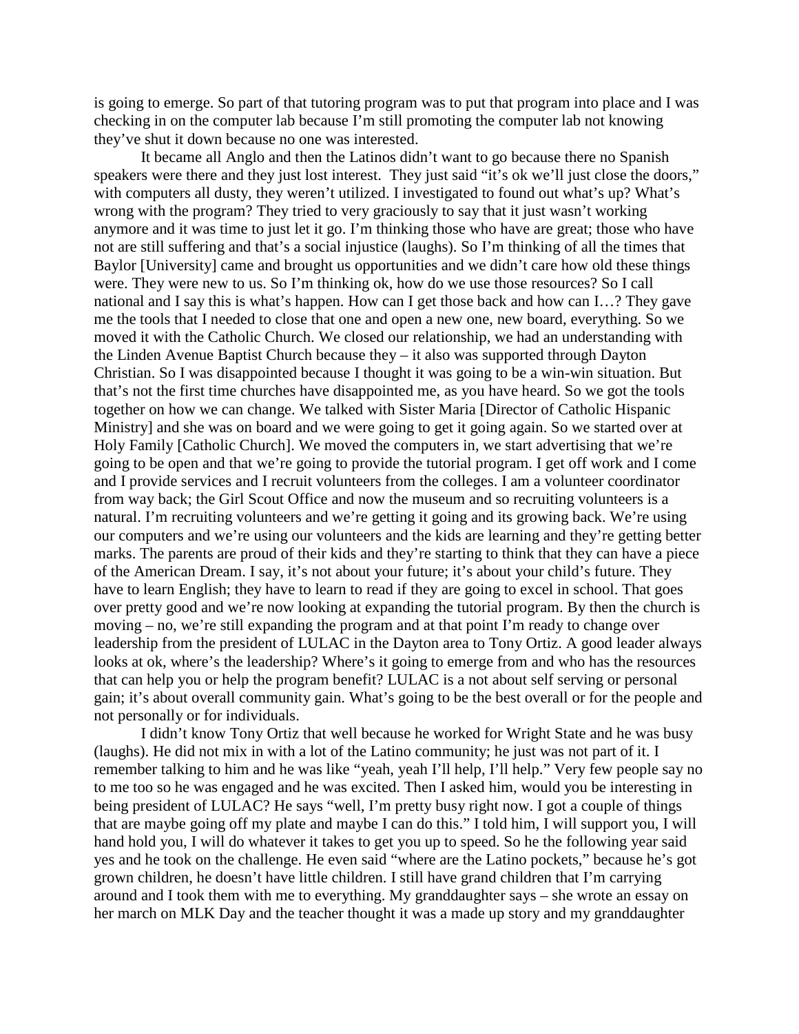is going to emerge. So part of that tutoring program was to put that program into place and I was checking in on the computer lab because I'm still promoting the computer lab not knowing they've shut it down because no one was interested.

It became all Anglo and then the Latinos didn't want to go because there no Spanish speakers were there and they just lost interest. They just said "it's ok we'll just close the doors," with computers all dusty, they weren't utilized. I investigated to found out what's up? What's wrong with the program? They tried to very graciously to say that it just wasn't working anymore and it was time to just let it go. I'm thinking those who have are great; those who have not are still suffering and that's a social injustice (laughs). So I'm thinking of all the times that Baylor [University] came and brought us opportunities and we didn't care how old these things were. They were new to us. So I'm thinking ok, how do we use those resources? So I call national and I say this is what's happen. How can I get those back and how can I…? They gave me the tools that I needed to close that one and open a new one, new board, everything. So we moved it with the Catholic Church. We closed our relationship, we had an understanding with the Linden Avenue Baptist Church because they – it also was supported through Dayton Christian. So I was disappointed because I thought it was going to be a win-win situation. But that's not the first time churches have disappointed me, as you have heard. So we got the tools together on how we can change. We talked with Sister Maria [Director of Catholic Hispanic Ministry] and she was on board and we were going to get it going again. So we started over at Holy Family [Catholic Church]. We moved the computers in, we start advertising that we're going to be open and that we're going to provide the tutorial program. I get off work and I come and I provide services and I recruit volunteers from the colleges. I am a volunteer coordinator from way back; the Girl Scout Office and now the museum and so recruiting volunteers is a natural. I'm recruiting volunteers and we're getting it going and its growing back. We're using our computers and we're using our volunteers and the kids are learning and they're getting better marks. The parents are proud of their kids and they're starting to think that they can have a piece of the American Dream. I say, it's not about your future; it's about your child's future. They have to learn English; they have to learn to read if they are going to excel in school. That goes over pretty good and we're now looking at expanding the tutorial program. By then the church is moving – no, we're still expanding the program and at that point I'm ready to change over leadership from the president of LULAC in the Dayton area to Tony Ortiz. A good leader always looks at ok, where's the leadership? Where's it going to emerge from and who has the resources that can help you or help the program benefit? LULAC is a not about self serving or personal gain; it's about overall community gain. What's going to be the best overall or for the people and not personally or for individuals.

I didn't know Tony Ortiz that well because he worked for Wright State and he was busy (laughs). He did not mix in with a lot of the Latino community; he just was not part of it. I remember talking to him and he was like "yeah, yeah I'll help, I'll help." Very few people say no to me too so he was engaged and he was excited. Then I asked him, would you be interesting in being president of LULAC? He says "well, I'm pretty busy right now. I got a couple of things that are maybe going off my plate and maybe I can do this." I told him, I will support you, I will hand hold you, I will do whatever it takes to get you up to speed. So he the following year said yes and he took on the challenge. He even said "where are the Latino pockets," because he's got grown children, he doesn't have little children. I still have grand children that I'm carrying around and I took them with me to everything. My granddaughter says – she wrote an essay on her march on MLK Day and the teacher thought it was a made up story and my granddaughter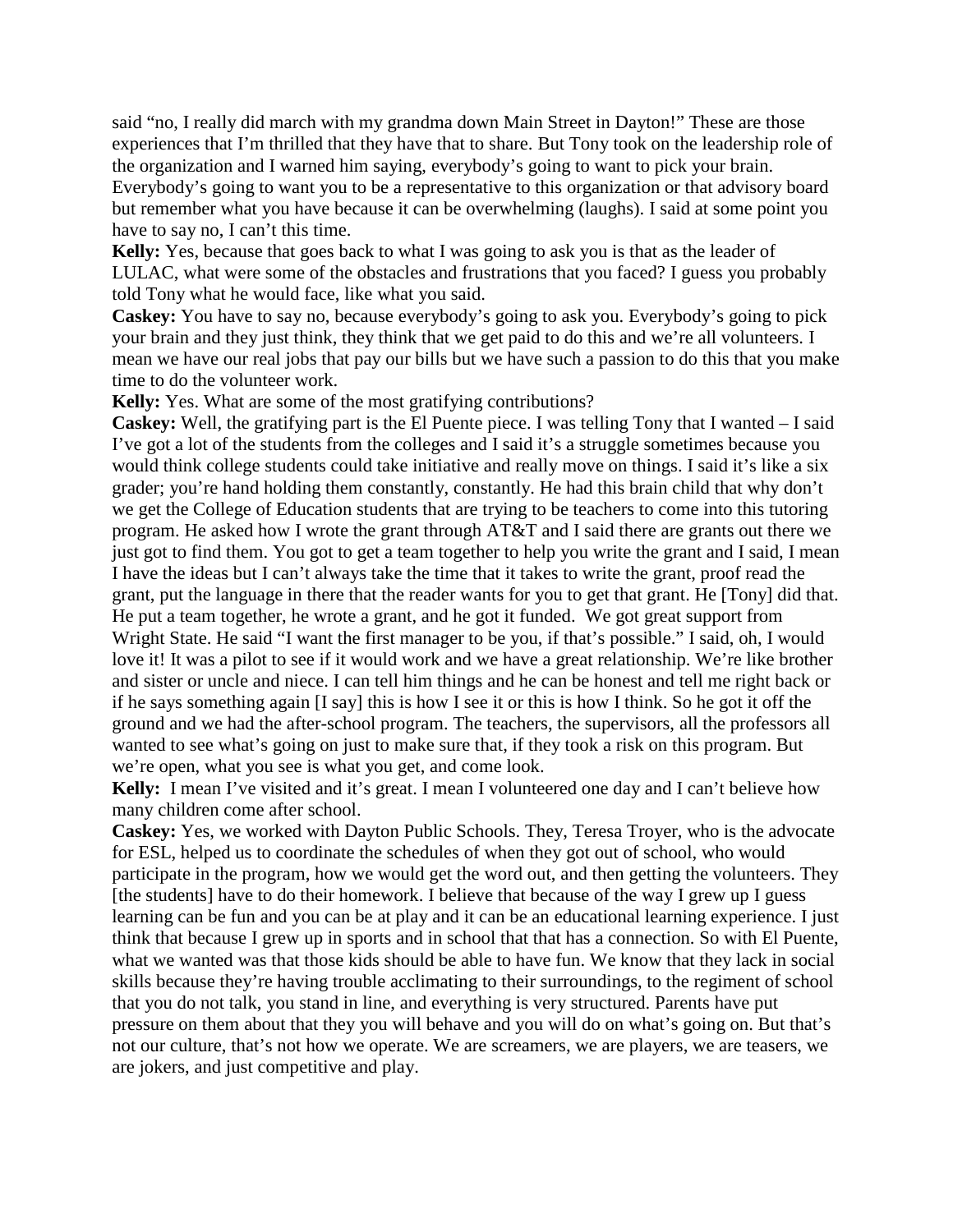said “no, I really did march with my grandma down Main Street in Dayton!” These are those experiences that I’m thrilled that they have that to share. But Tony took on the leadership role of the organization and I warned him saying, everybody’s going to want to pick your brain. Everybody’s going to want you to be a representative to this organization or that advisory board but remember what you have because it can be overwhelming (laughs). I said at some point you have to say no, I can’t this time.

**Kelly:** Yes, because that goes back to what I was going to ask you is that as the leader of LULAC, what were some of the obstacles and frustrations that you faced? I guess you probably told Tony what he would face, like what you said.

**Caskey:** You have to say no, because everybody’s going to ask you. Everybody’s going to pick your brain and they just think, they think that we get paid to do this and we’re all volunteers. I mean we have our real jobs that pay our bills but we have such a passion to do this that you make time to do the volunteer work.

**Kelly:** Yes. What are some of the most gratifying contributions?

**Caskey:** Well, the gratifying part is the El Puente piece. I was telling Tony that I wanted – I said I’ve got a lot of the students from the colleges and I said it’s a struggle sometimes because you would think college students could take initiative and really move on things. I said it’s like a six grader; you’re hand holding them constantly, constantly. He had this brain child that why don’t we get the College of Education students that are trying to be teachers to come into this tutoring program. He asked how I wrote the grant through AT&T and I said there are grants out there we just got to find them. You got to get a team together to help you write the grant and I said, I mean I have the ideas but I can’t always take the time that it takes to write the grant, proof read the grant, put the language in there that the reader wants for you to get that grant. He [Tony] did that. He put a team together, he wrote a grant, and he got it funded. We got great support from Wright State. He said “I want the first manager to be you, if that’s possible.” I said, oh, I would love it! It was a pilot to see if it would work and we have a great relationship. We’re like brother and sister or uncle and niece. I can tell him things and he can be honest and tell me right back or if he says something again [I say] this is how I see it or this is how I think. So he got it off the ground and we had the after-school program. The teachers, the supervisors, all the professors all wanted to see what’s going on just to make sure that, if they took a risk on this program. But we’re open, what you see is what you get, and come look.

**Kelly:** I mean I’ve visited and it’s great. I mean I volunteered one day and I can’t believe how many children come after school.

**Caskey:** Yes, we worked with Dayton Public Schools. They, Teresa Troyer, who is the advocate for ESL, helped us to coordinate the schedules of when they got out of school, who would participate in the program, how we would get the word out, and then getting the volunteers. They [the students] have to do their homework. I believe that because of the way I grew up I guess learning can be fun and you can be at play and it can be an educational learning experience. I just think that because I grew up in sports and in school that that has a connection. So with El Puente, what we wanted was that those kids should be able to have fun. We know that they lack in social skills because they’re having trouble acclimating to their surroundings, to the regiment of school that you do not talk, you stand in line, and everything is very structured. Parents have put pressure on them about that they you will behave and you will do on what’s going on. But that’s not our culture, that’s not how we operate. We are screamers, we are players, we are teasers, we are jokers, and just competitive and play.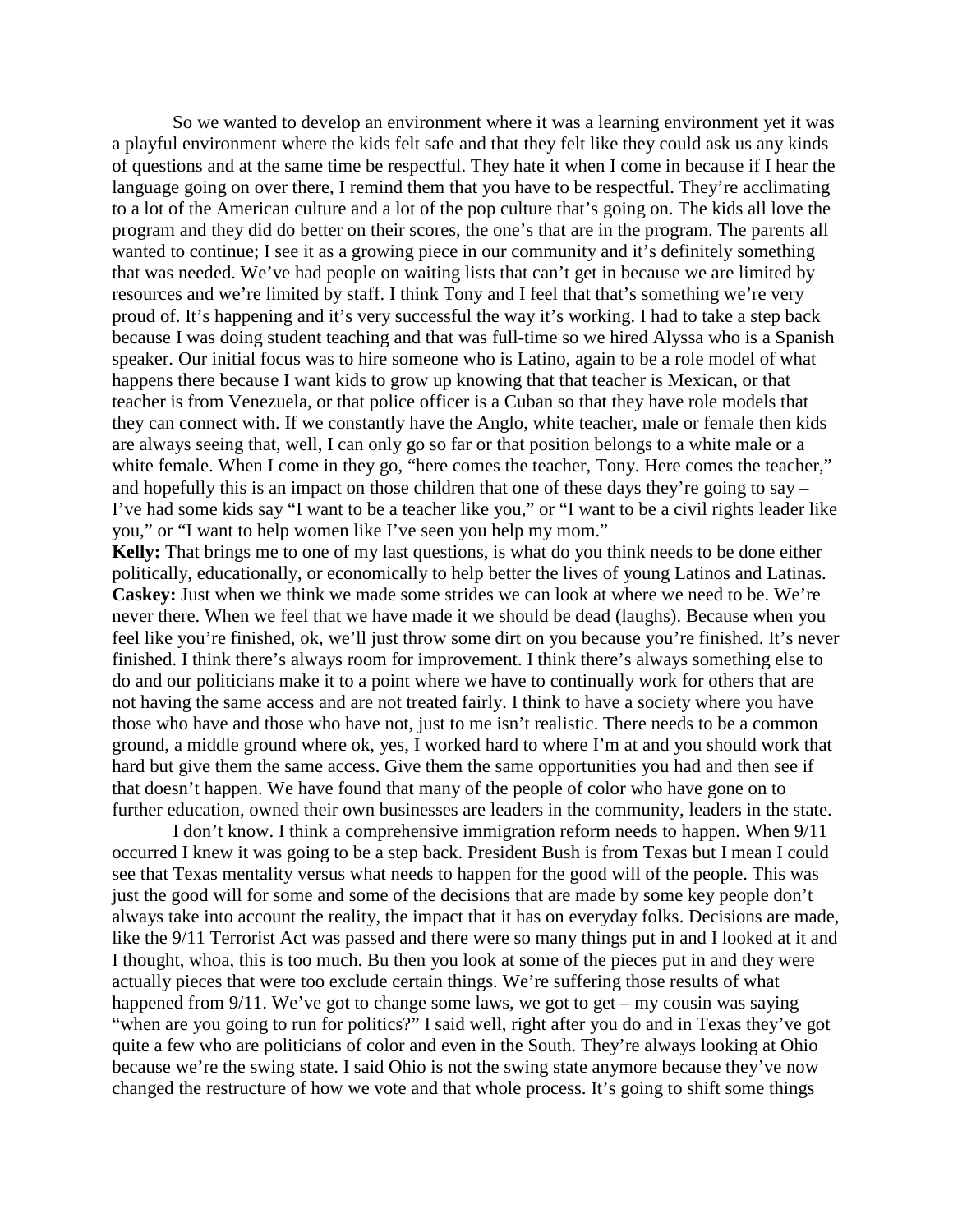So we wanted to develop an environment where it was a learning environment yet it was a playful environment where the kids felt safe and that they felt like they could ask us any kinds of questions and at the same time be respectful. They hate it when I come in because if I hear the language going on over there, I remind them that you have to be respectful. They're acclimating to a lot of the American culture and a lot of the pop culture that's going on. The kids all love the program and they did do better on their scores, the one's that are in the program. The parents all wanted to continue; I see it as a growing piece in our community and it's definitely something that was needed. We've had people on waiting lists that can't get in because we are limited by resources and we're limited by staff. I think Tony and I feel that that's something we're very proud of. It's happening and it's very successful the way it's working. I had to take a step back because I was doing student teaching and that was full-time so we hired Alyssa who is a Spanish speaker. Our initial focus was to hire someone who is Latino, again to be a role model of what happens there because I want kids to grow up knowing that that teacher is Mexican, or that teacher is from Venezuela, or that police officer is a Cuban so that they have role models that they can connect with. If we constantly have the Anglo, white teacher, male or female then kids are always seeing that, well, I can only go so far or that position belongs to a white male or a white female. When I come in they go, "here comes the teacher, Tony. Here comes the teacher," and hopefully this is an impact on those children that one of these days they're going to say – I've had some kids say "I want to be a teacher like you," or "I want to be a civil rights leader like you," or "I want to help women like I've seen you help my mom."

**Kelly:** That brings me to one of my last questions, is what do you think needs to be done either politically, educationally, or economically to help better the lives of young Latinos and Latinas.

**Caskey:** Just when we think we made some strides we can look at where we need to be. We're never there. When we feel that we have made it we should be dead (laughs). Because when you feel like you're finished, ok, we'll just throw some dirt on you because you're finished. It's never finished. I think there's always room for improvement. I think there's always something else to do and our politicians make it to a point where we have to continually work for others that are not having the same access and are not treated fairly. I think to have a society where you have those who have and those who have not, just to me isn't realistic. There needs to be a common ground, a middle ground where ok, yes, I worked hard to where I'm at and you should work that hard but give them the same access. Give them the same opportunities you had and then see if that doesn't happen. We have found that many of the people of color who have gone on to further education, owned their own businesses are leaders in the community, leaders in the state.

I don't know. I think a comprehensive immigration reform needs to happen. When 9/11 occurred I knew it was going to be a step back. President Bush is from Texas but I mean I could see that Texas mentality versus what needs to happen for the good will of the people. This was just the good will for some and some of the decisions that are made by some key people don't always take into account the reality, the impact that it has on everyday folks. Decisions are made, like the 9/11 Terrorist Act was passed and there were so many things put in and I looked at it and I thought, whoa, this is too much. Bu then you look at some of the pieces put in and they were actually pieces that were too exclude certain things. We're suffering those results of what happened from 9/11. We've got to change some laws, we got to get – my cousin was saying "when are you going to run for politics?" I said well, right after you do and in Texas they've got quite a few who are politicians of color and even in the South. They're always looking at Ohio because we're the swing state. I said Ohio is not the swing state anymore because they've now changed the restructure of how we vote and that whole process. It's going to shift some things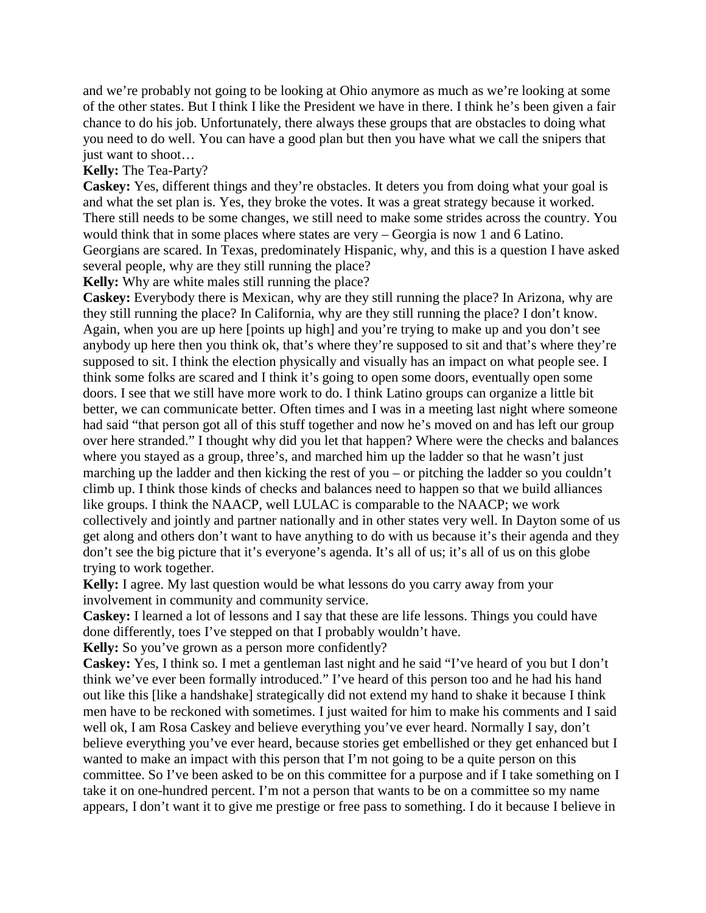and we're probably not going to be looking at Ohio anymore as much as we're looking at some of the other states. But I think I like the President we have in there. I think he's been given a fair chance to do his job. Unfortunately, there always these groups that are obstacles to doing what you need to do well. You can have a good plan but then you have what we call the snipers that just want to shoot…

**Kelly:** The Tea-Party?

**Caskey:** Yes, different things and they're obstacles. It deters you from doing what your goal is and what the set plan is. Yes, they broke the votes. It was a great strategy because it worked. There still needs to be some changes, we still need to make some strides across the country. You would think that in some places where states are very – Georgia is now 1 and 6 Latino. Georgians are scared. In Texas, predominately Hispanic, why, and this is a question I have asked several people, why are they still running the place?

**Kelly:** Why are white males still running the place?

**Caskey:** Everybody there is Mexican, why are they still running the place? In Arizona, why are they still running the place? In California, why are they still running the place? I don't know. Again, when you are up here [points up high] and you're trying to make up and you don't see anybody up here then you think ok, that's where they're supposed to sit and that's where they're supposed to sit. I think the election physically and visually has an impact on what people see. I think some folks are scared and I think it's going to open some doors, eventually open some doors. I see that we still have more work to do. I think Latino groups can organize a little bit better, we can communicate better. Often times and I was in a meeting last night where someone had said "that person got all of this stuff together and now he's moved on and has left our group over here stranded." I thought why did you let that happen? Where were the checks and balances where you stayed as a group, three's, and marched him up the ladder so that he wasn't just marching up the ladder and then kicking the rest of you – or pitching the ladder so you couldn't climb up. I think those kinds of checks and balances need to happen so that we build alliances like groups. I think the NAACP, well LULAC is comparable to the NAACP; we work collectively and jointly and partner nationally and in other states very well. In Dayton some of us get along and others don't want to have anything to do with us because it's their agenda and they don't see the big picture that it's everyone's agenda. It's all of us; it's all of us on this globe trying to work together.

**Kelly:** I agree. My last question would be what lessons do you carry away from your involvement in community and community service.

**Caskey:** I learned a lot of lessons and I say that these are life lessons. Things you could have done differently, toes I've stepped on that I probably wouldn't have.

**Kelly:** So you've grown as a person more confidently?

**Caskey:** Yes, I think so. I met a gentleman last night and he said "I've heard of you but I don't think we've ever been formally introduced." I've heard of this person too and he had his hand out like this [like a handshake] strategically did not extend my hand to shake it because I think men have to be reckoned with sometimes. I just waited for him to make his comments and I said well ok, I am Rosa Caskey and believe everything you've ever heard. Normally I say, don't believe everything you've ever heard, because stories get embellished or they get enhanced but I wanted to make an impact with this person that I'm not going to be a quite person on this committee. So I've been asked to be on this committee for a purpose and if I take something on I take it on one-hundred percent. I'm not a person that wants to be on a committee so my name appears, I don't want it to give me prestige or free pass to something. I do it because I believe in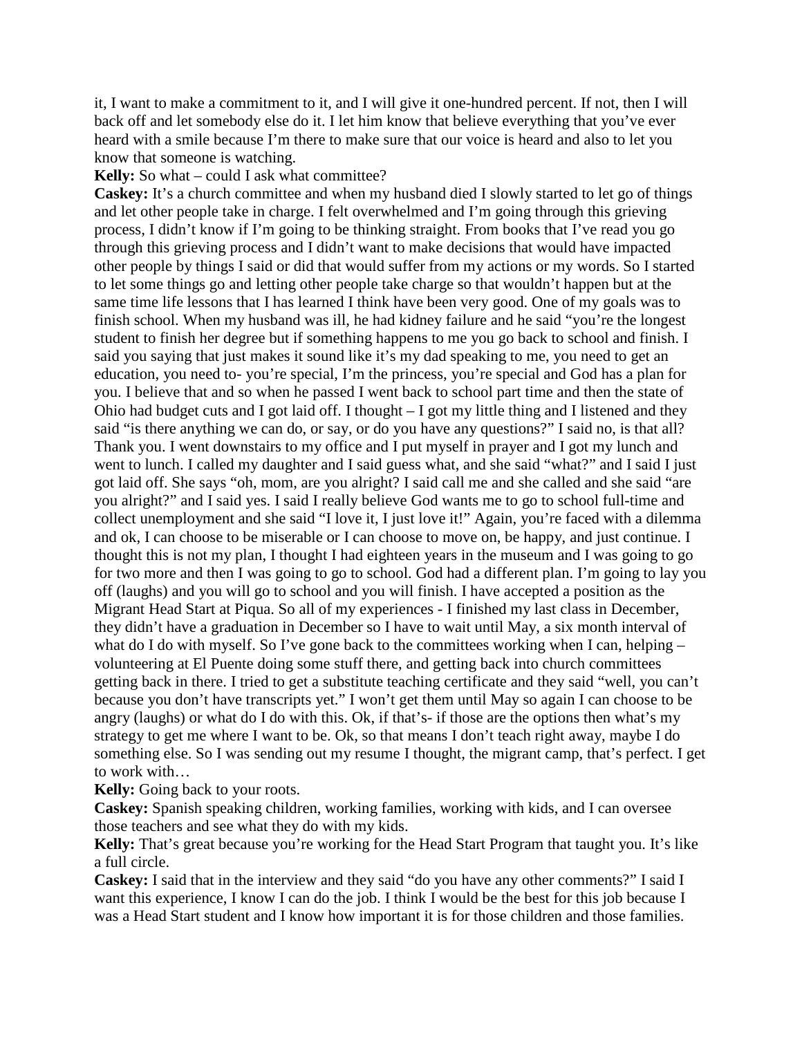it, I want to make a commitment to it, and I will give it one-hundred percent. If not, then I will back off and let somebody else do it. I let him know that believe everything that you've ever heard with a smile because I'm there to make sure that our voice is heard and also to let you know that someone is watching.

**Kelly:** So what – could I ask what committee?

**Caskey:** It's a church committee and when my husband died I slowly started to let go of things and let other people take in charge. I felt overwhelmed and I'm going through this grieving process, I didn't know if I'm going to be thinking straight. From books that I've read you go through this grieving process and I didn't want to make decisions that would have impacted other people by things I said or did that would suffer from my actions or my words. So I started to let some things go and letting other people take charge so that wouldn't happen but at the same time life lessons that I has learned I think have been very good. One of my goals was to finish school. When my husband was ill, he had kidney failure and he said "you're the longest student to finish her degree but if something happens to me you go back to school and finish. I said you saying that just makes it sound like it's my dad speaking to me, you need to get an education, you need to- you're special, I'm the princess, you're special and God has a plan for you. I believe that and so when he passed I went back to school part time and then the state of Ohio had budget cuts and I got laid off. I thought – I got my little thing and I listened and they said "is there anything we can do, or say, or do you have any questions?" I said no, is that all? Thank you. I went downstairs to my office and I put myself in prayer and I got my lunch and went to lunch. I called my daughter and I said guess what, and she said "what?" and I said I just got laid off. She says "oh, mom, are you alright? I said call me and she called and she said "are you alright?" and I said yes. I said I really believe God wants me to go to school full-time and collect unemployment and she said "I love it, I just love it!" Again, you're faced with a dilemma and ok, I can choose to be miserable or I can choose to move on, be happy, and just continue. I thought this is not my plan, I thought I had eighteen years in the museum and I was going to go for two more and then I was going to go to school. God had a different plan. I'm going to lay you off (laughs) and you will go to school and you will finish. I have accepted a position as the Migrant Head Start at Piqua. So all of my experiences - I finished my last class in December, they didn't have a graduation in December so I have to wait until May, a six month interval of what do I do with myself. So I've gone back to the committees working when I can, helping – volunteering at El Puente doing some stuff there, and getting back into church committees getting back in there. I tried to get a substitute teaching certificate and they said "well, you can't because you don't have transcripts yet." I won't get them until May so again I can choose to be angry (laughs) or what do I do with this. Ok, if that's- if those are the options then what's my strategy to get me where I want to be. Ok, so that means I don't teach right away, maybe I do something else. So I was sending out my resume I thought, the migrant camp, that's perfect. I get to work with…

**Kelly:** Going back to your roots.

**Caskey:** Spanish speaking children, working families, working with kids, and I can oversee those teachers and see what they do with my kids.

**Kelly:** That's great because you're working for the Head Start Program that taught you. It's like a full circle.

**Caskey:** I said that in the interview and they said "do you have any other comments?" I said I want this experience, I know I can do the job. I think I would be the best for this job because I was a Head Start student and I know how important it is for those children and those families.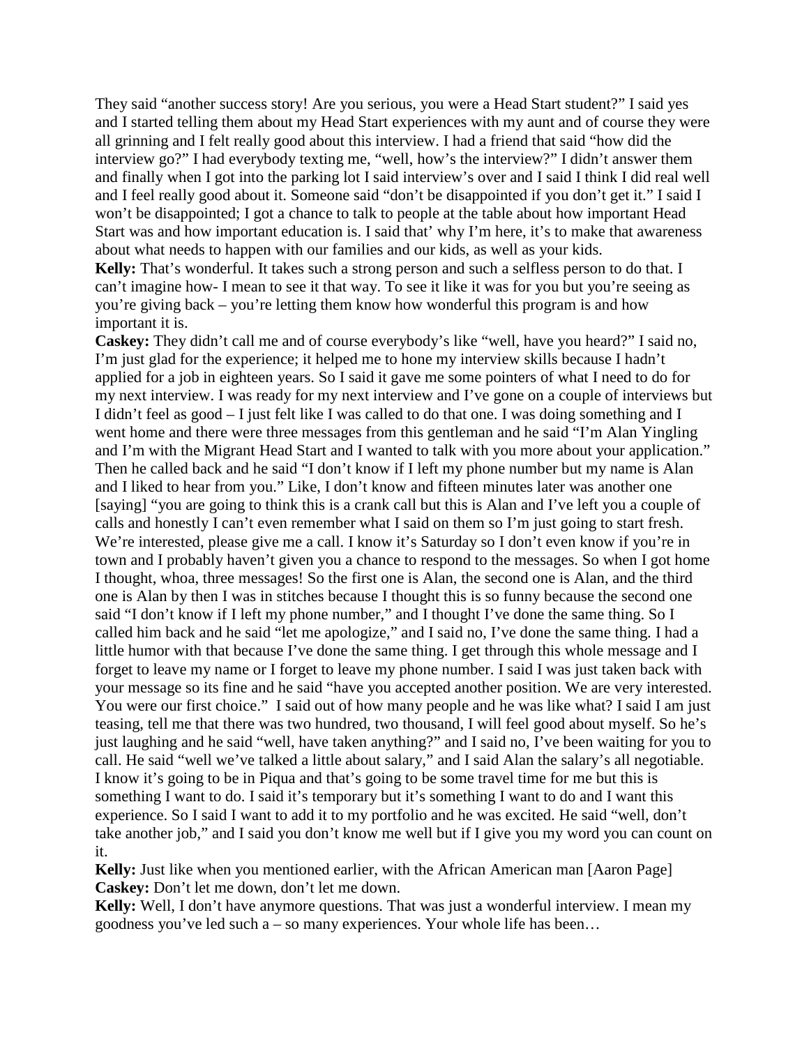They said "another success story! Are you serious, you were a Head Start student?" I said yes and I started telling them about my Head Start experiences with my aunt and of course they were all grinning and I felt really good about this interview. I had a friend that said "how did the interview go?" I had everybody texting me, "well, how's the interview?" I didn't answer them and finally when I got into the parking lot I said interview's over and I said I think I did real well and I feel really good about it. Someone said "don't be disappointed if you don't get it." I said I won't be disappointed; I got a chance to talk to people at the table about how important Head Start was and how important education is. I said that' why I'm here, it's to make that awareness about what needs to happen with our families and our kids, as well as your kids.

**Kelly:** That's wonderful. It takes such a strong person and such a selfless person to do that. I can't imagine how- I mean to see it that way. To see it like it was for you but you're seeing as you're giving back – you're letting them know how wonderful this program is and how important it is.

**Caskey:** They didn't call me and of course everybody's like "well, have you heard?" I said no, I'm just glad for the experience; it helped me to hone my interview skills because I hadn't applied for a job in eighteen years. So I said it gave me some pointers of what I need to do for my next interview. I was ready for my next interview and I've gone on a couple of interviews but I didn't feel as good – I just felt like I was called to do that one. I was doing something and I went home and there were three messages from this gentleman and he said "I'm Alan Yingling and I'm with the Migrant Head Start and I wanted to talk with you more about your application." Then he called back and he said "I don't know if I left my phone number but my name is Alan and I liked to hear from you." Like, I don't know and fifteen minutes later was another one [saying] "you are going to think this is a crank call but this is Alan and I've left you a couple of calls and honestly I can't even remember what I said on them so I'm just going to start fresh. We're interested, please give me a call. I know it's Saturday so I don't even know if you're in town and I probably haven't given you a chance to respond to the messages. So when I got home I thought, whoa, three messages! So the first one is Alan, the second one is Alan, and the third one is Alan by then I was in stitches because I thought this is so funny because the second one said "I don't know if I left my phone number," and I thought I've done the same thing. So I called him back and he said "let me apologize," and I said no, I've done the same thing. I had a little humor with that because I've done the same thing. I get through this whole message and I forget to leave my name or I forget to leave my phone number. I said I was just taken back with your message so its fine and he said "have you accepted another position. We are very interested. You were our first choice." I said out of how many people and he was like what? I said I am just teasing, tell me that there was two hundred, two thousand, I will feel good about myself. So he's just laughing and he said "well, have taken anything?" and I said no, I've been waiting for you to call. He said "well we've talked a little about salary," and I said Alan the salary's all negotiable. I know it's going to be in Piqua and that's going to be some travel time for me but this is something I want to do. I said it's temporary but it's something I want to do and I want this experience. So I said I want to add it to my portfolio and he was excited. He said "well, don't take another job," and I said you don't know me well but if I give you my word you can count on it.

**Kelly:** Just like when you mentioned earlier, with the African American man [Aaron Page]

**Caskey:** Don't let me down, don't let me down.

**Kelly:** Well, I don't have anymore questions. That was just a wonderful interview. I mean my goodness you've led such a – so many experiences. Your whole life has been…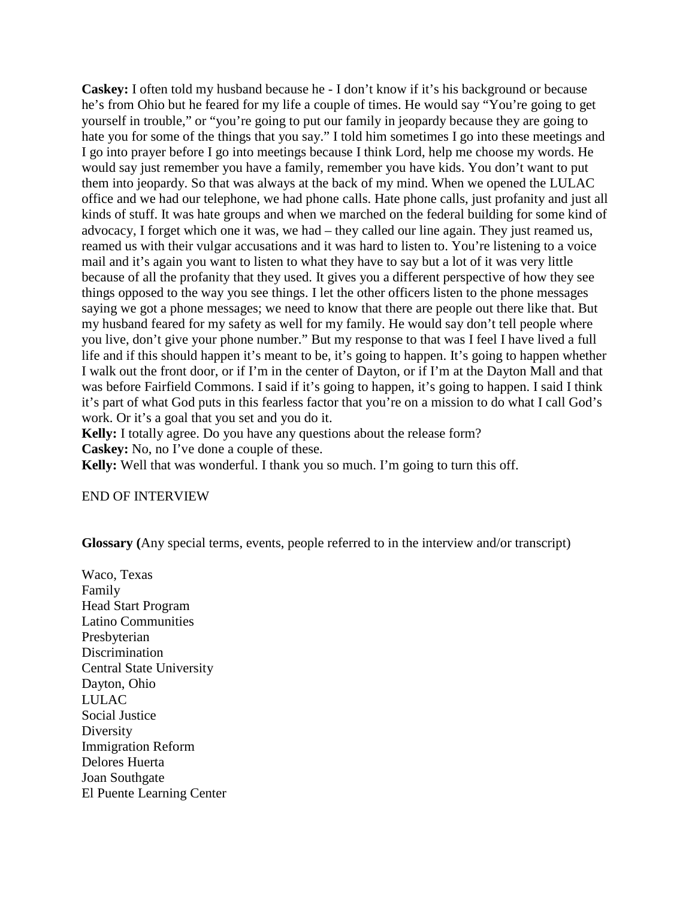**Caskey:** I often told my husband because he - I don't know if it's his background or because he's from Ohio but he feared for my life a couple of times. He would say "You're going to get yourself in trouble," or "you're going to put our family in jeopardy because they are going to hate you for some of the things that you say." I told him sometimes I go into these meetings and I go into prayer before I go into meetings because I think Lord, help me choose my words. He would say just remember you have a family, remember you have kids. You don't want to put them into jeopardy. So that was always at the back of my mind. When we opened the LULAC office and we had our telephone, we had phone calls. Hate phone calls, just profanity and just all kinds of stuff. It was hate groups and when we marched on the federal building for some kind of advocacy, I forget which one it was, we had – they called our line again. They just reamed us, reamed us with their vulgar accusations and it was hard to listen to. You're listening to a voice mail and it's again you want to listen to what they have to say but a lot of it was very little because of all the profanity that they used. It gives you a different perspective of how they see things opposed to the way you see things. I let the other officers listen to the phone messages saying we got a phone messages; we need to know that there are people out there like that. But my husband feared for my safety as well for my family. He would say don't tell people where you live, don't give your phone number." But my response to that was I feel I have lived a full life and if this should happen it's meant to be, it's going to happen. It's going to happen whether I walk out the front door, or if I'm in the center of Dayton, or if I'm at the Dayton Mall and that was before Fairfield Commons. I said if it's going to happen, it's going to happen. I said I think it's part of what God puts in this fearless factor that you're on a mission to do what I call God's work. Or it's a goal that you set and you do it.

**Kelly:** I totally agree. Do you have any questions about the release form?

**Caskey:** No, no I've done a couple of these.

**Kelly:** Well that was wonderful. I thank you so much. I'm going to turn this off.

END OF INTERVIEW

**Glossary (**Any special terms, events, people referred to in the interview and/or transcript)

Waco, Texas
Family
Head Start Program
Latino Communities
Presbyterian
Discrimination
Central State University
Dayton, Ohio
LULAC
Social Justice
Diversity
Immigration Reform
Delores Huerta
Joan Southgate
El Puente Learning Center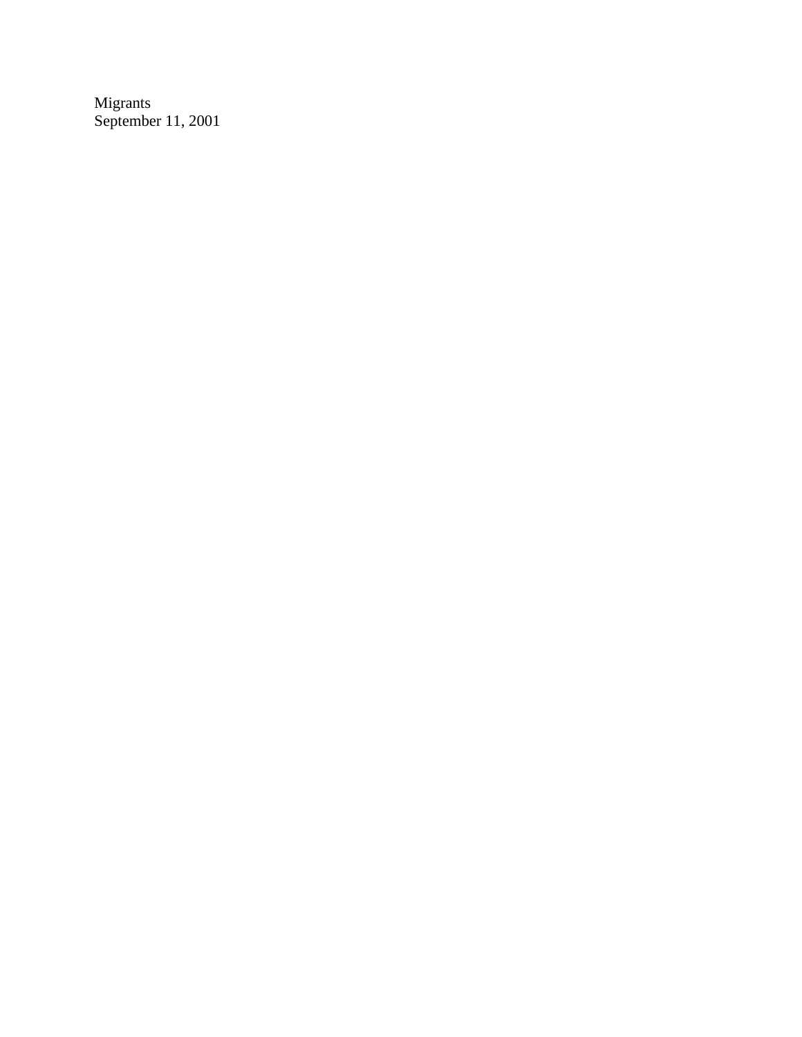Migrants
September 11, 2001